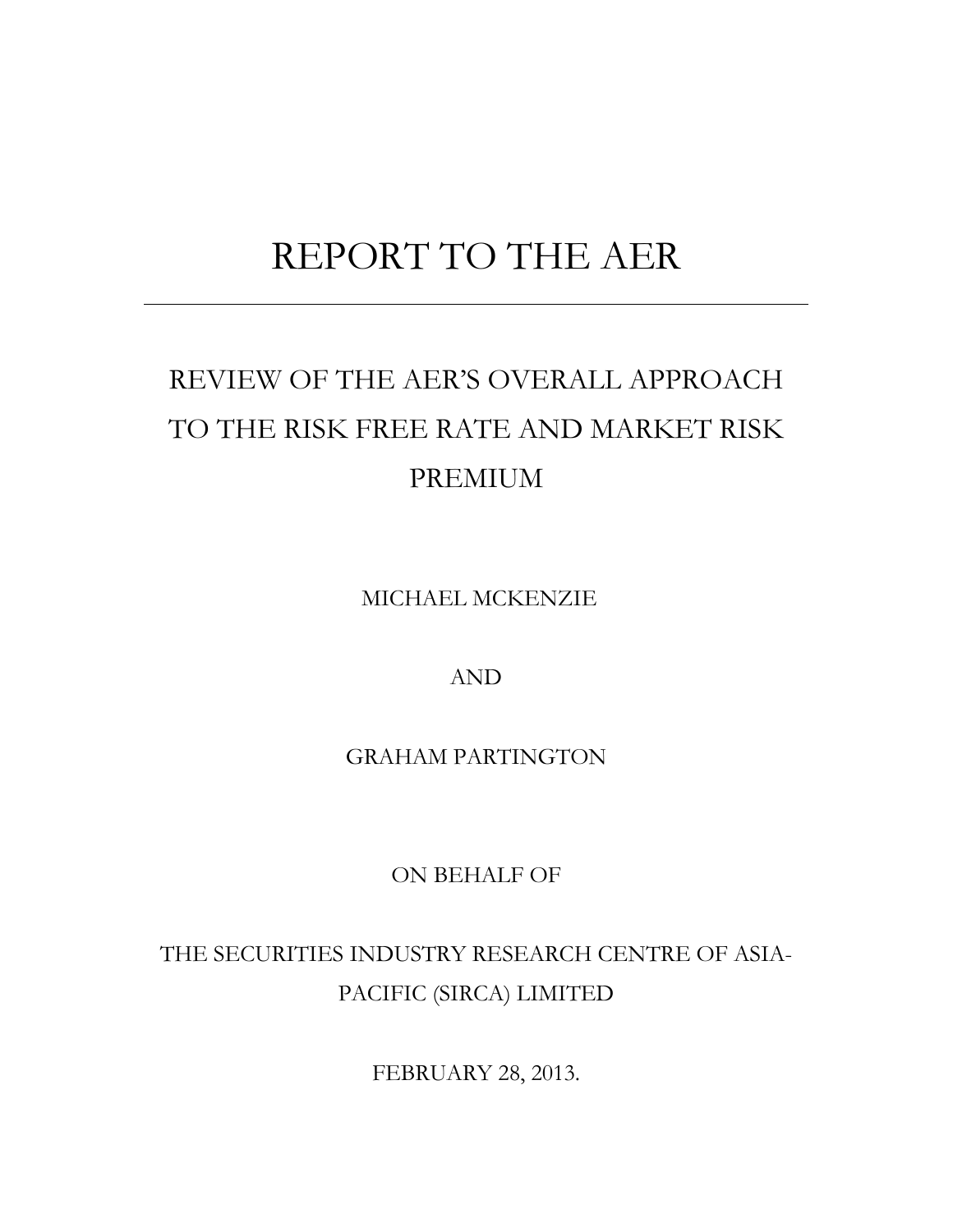# REPORT TO THE AER

---

## REVIEW OF THE AER'S OVERALL APPROACH TO THE RISK FREE RATE AND MARKET RISK PREMIUM

MICHAEL MCKENZIE

AND

GRAHAM PARTINGTON

ON BEHALF OF

THE SECURITIES INDUSTRY RESEARCH CENTRE OF ASIA-PACIFIC (SIRCA) LIMITED

FEBRUARY 28, 2013.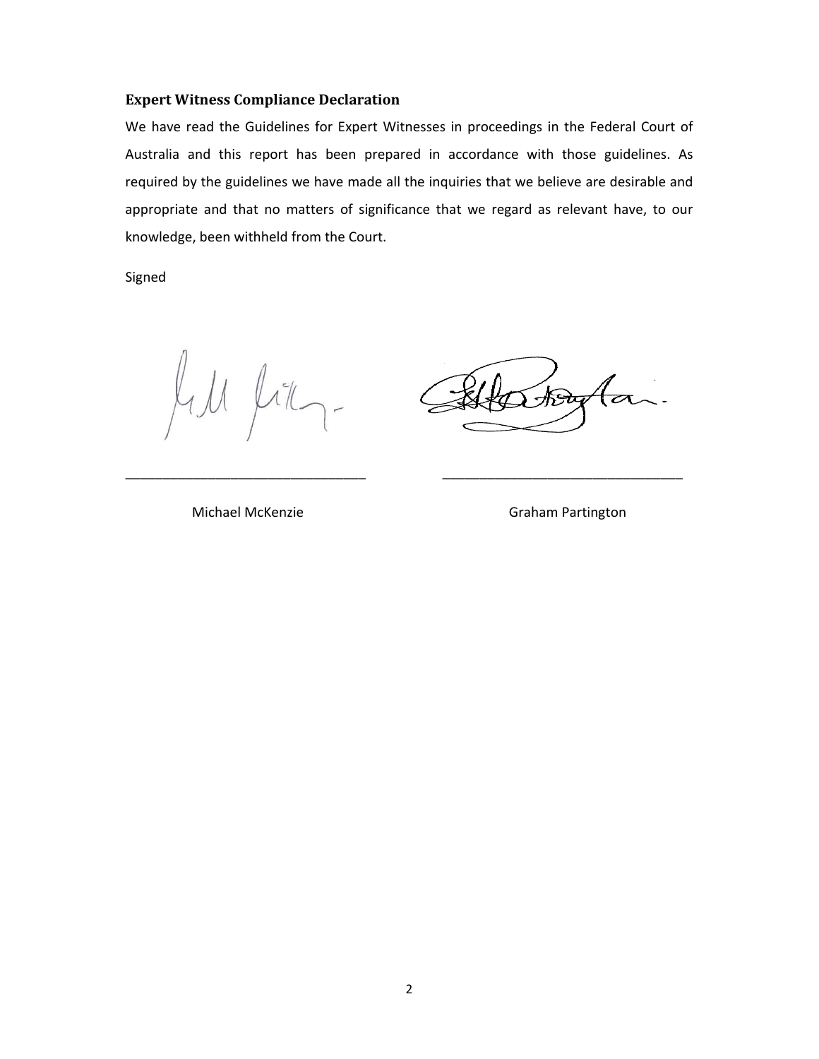### Expert Witness Compliance Declaration

We have read the Guidelines for Expert Witnesses in proceedings in the Federal Court of Australia and this report has been prepared in accordance with those guidelines. As required by the guidelines we have made all the inquiries that we believe are desirable and appropriate and that no matters of significance that we regard as relevant have, to our knowledge, been withheld from the Court.

Signed

________________________________ ________________________________

Michael McKenzie Graham Partington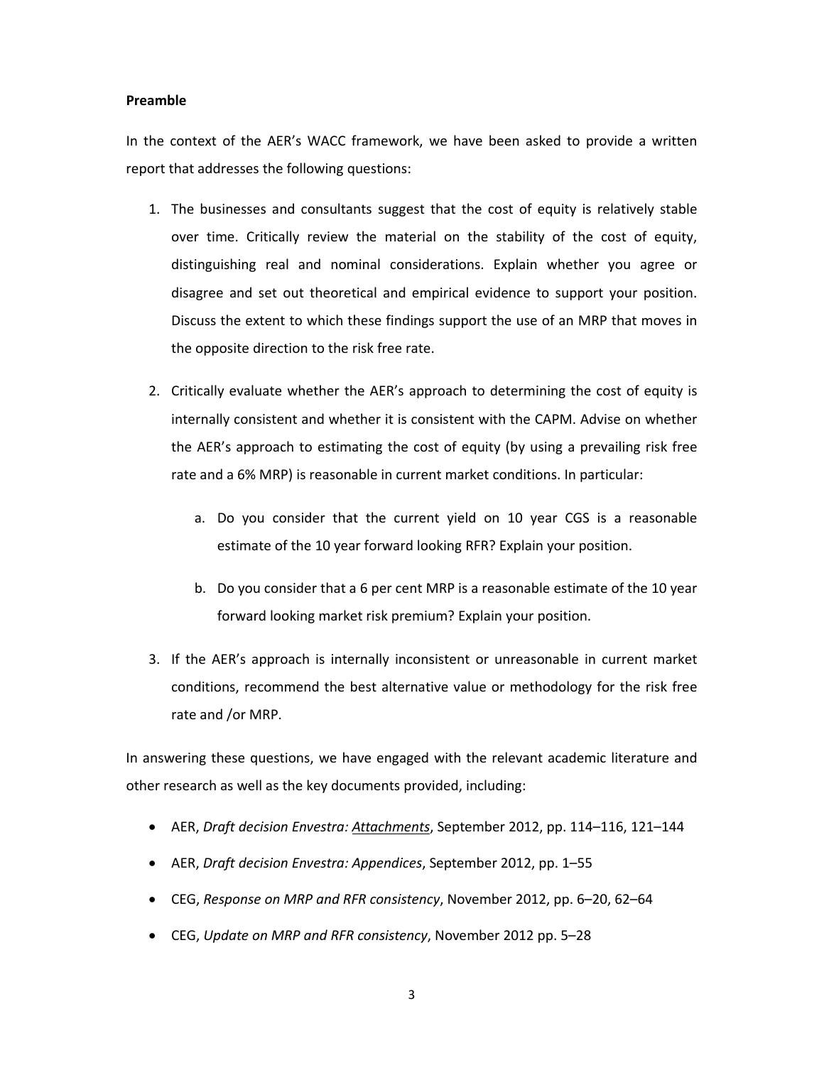**Preamble**

In the context of the AER's WACC framework, we have been asked to provide a written report that addresses the following questions:

1. The businesses and consultants suggest that the cost of equity is relatively stable over time. Critically review the material on the stability of the cost of equity, distinguishing real and nominal considerations. Explain whether you agree or disagree and set out theoretical and empirical evidence to support your position. Discuss the extent to which these findings support the use of an MRP that moves in the opposite direction to the risk free rate.

2. Critically evaluate whether the AER's approach to determining the cost of equity is internally consistent and whether it is consistent with the CAPM. Advise on whether the AER's approach to estimating the cost of equity (by using a prevailing risk free rate and a 6% MRP) is reasonable in current market conditions. In particular:

   a. Do you consider that the current yield on 10 year CGS is a reasonable estimate of the 10 year forward looking RFR? Explain your position.

   b. Do you consider that a 6 per cent MRP is a reasonable estimate of the 10 year forward looking market risk premium? Explain your position.

3. If the AER's approach is internally inconsistent or unreasonable in current market conditions, recommend the best alternative value or methodology for the risk free rate and /or MRP.

In answering these questions, we have engaged with the relevant academic literature and other research as well as the key documents provided, including:

- AER, *Draft decision Envestra: <u>Attachments</u>*, September 2012, pp. 114–116, 121–144
- AER, *Draft decision Envestra: Appendices*, September 2012, pp. 1–55
- CEG, *Response on MRP and RFR consistency*, November 2012, pp. 6–20, 62–64
- CEG, *Update on MRP and RFR consistency*, November 2012 pp. 5–28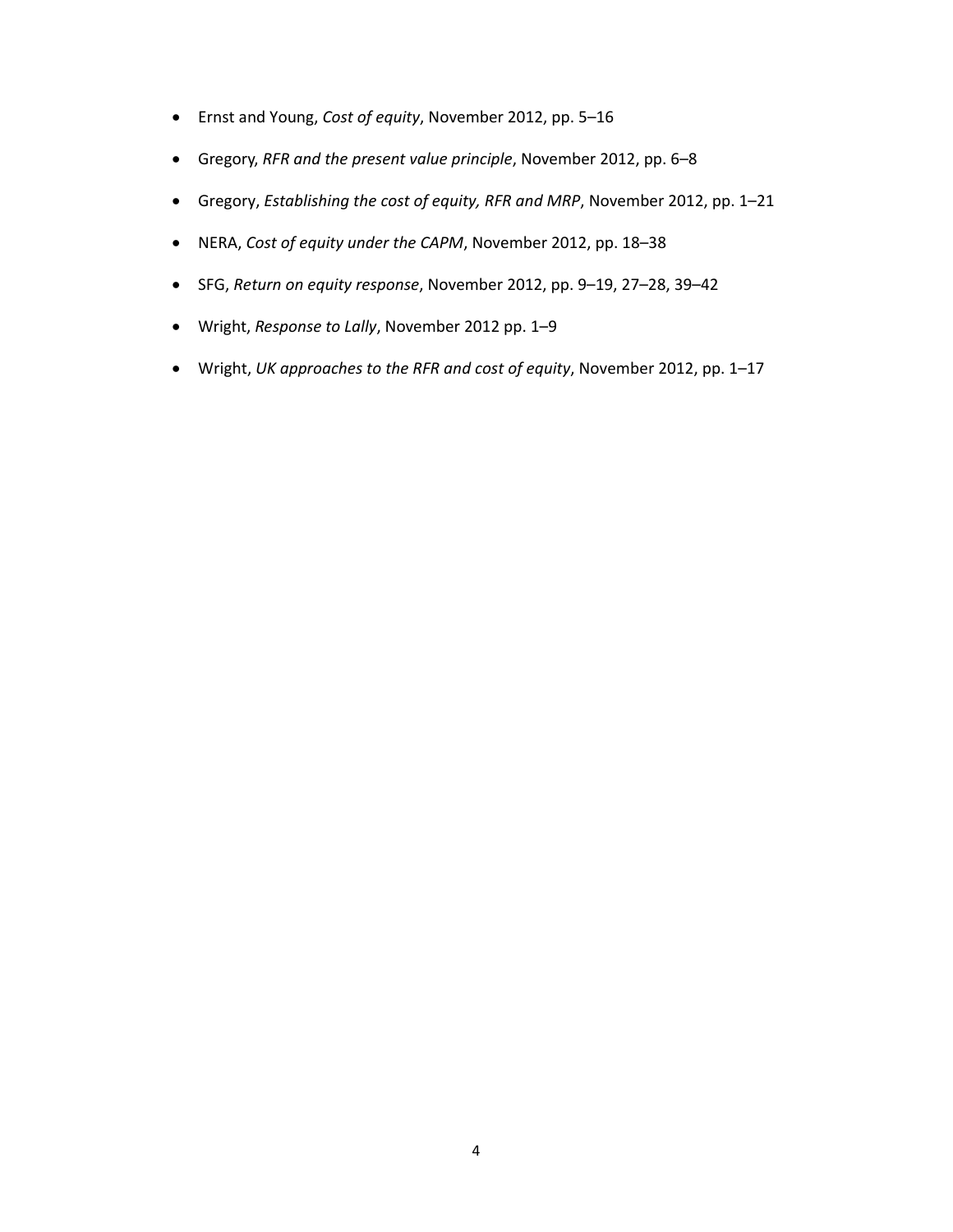- Ernst and Young, *Cost of equity*, November 2012, pp. 5–16
- Gregory, *RFR and the present value principle*, November 2012, pp. 6–8
- Gregory, *Establishing the cost of equity, RFR and MRP*, November 2012, pp. 1–21
- NERA, *Cost of equity under the CAPM*, November 2012, pp. 18–38
- SFG, *Return on equity response*, November 2012, pp. 9–19, 27–28, 39–42
- Wright, *Response to Lally*, November 2012 pp. 1–9
- Wright, *UK approaches to the RFR and cost of equity*, November 2012, pp. 1–17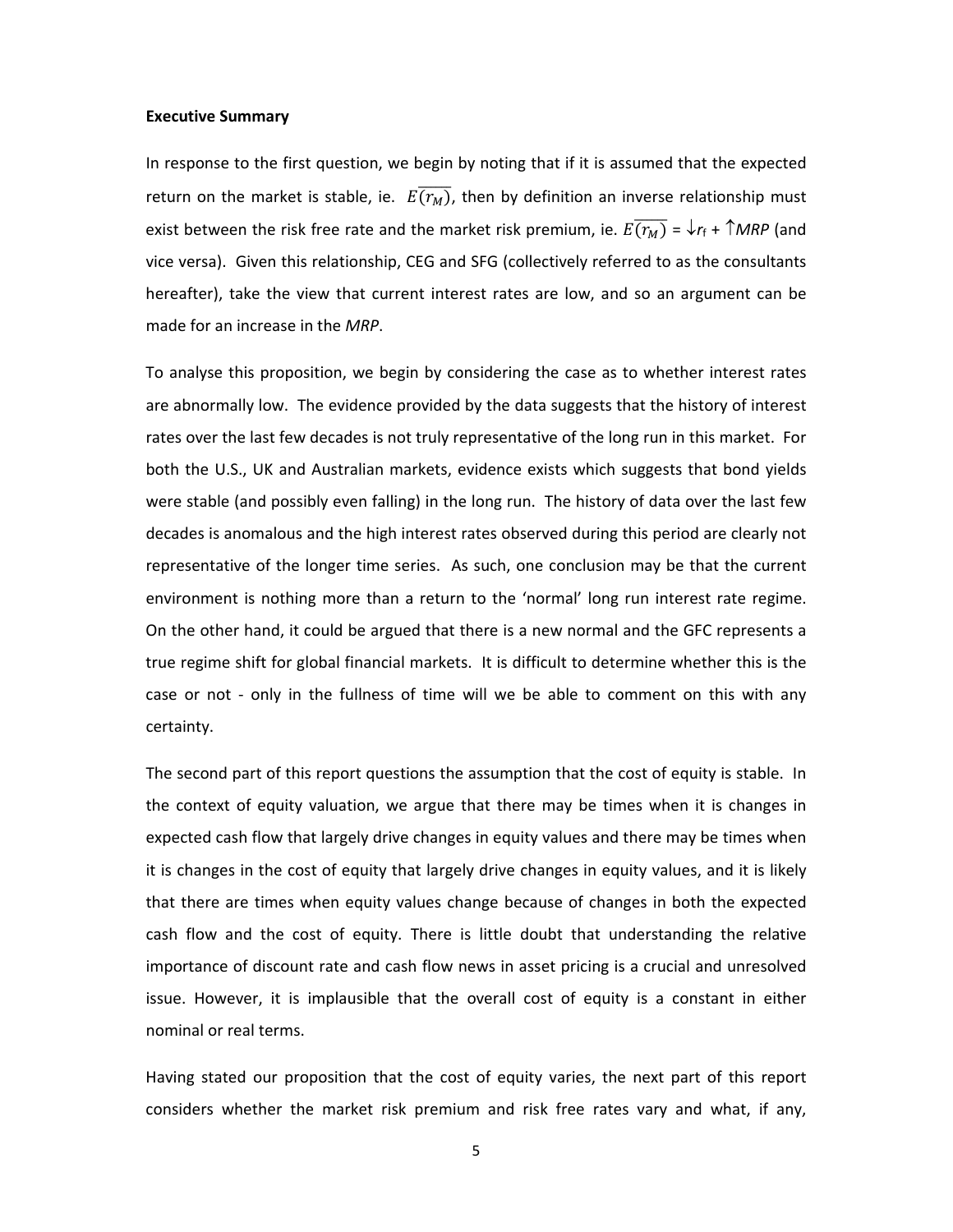**Executive Summary**

In response to the first question, we begin by noting that if it is assumed that the expected return on the market is stable, ie. $\overline{E(r_M)}$, then by definition an inverse relationship must exist between the risk free rate and the market risk premium, ie. $\overline{E(r_M)} = \downarrow r_f + \uparrow MRP$ (and vice versa). Given this relationship, CEG and SFG (collectively referred to as the consultants hereafter), take the view that current interest rates are low, and so an argument can be made for an increase in the *MRP*.

To analyse this proposition, we begin by considering the case as to whether interest rates are abnormally low. The evidence provided by the data suggests that the history of interest rates over the last few decades is not truly representative of the long run in this market. For both the U.S., UK and Australian markets, evidence exists which suggests that bond yields were stable (and possibly even falling) in the long run. The history of data over the last few decades is anomalous and the high interest rates observed during this period are clearly not representative of the longer time series. As such, one conclusion may be that the current environment is nothing more than a return to the 'normal' long run interest rate regime. On the other hand, it could be argued that there is a new normal and the GFC represents a true regime shift for global financial markets. It is difficult to determine whether this is the case or not - only in the fullness of time will we be able to comment on this with any certainty.

The second part of this report questions the assumption that the cost of equity is stable. In the context of equity valuation, we argue that there may be times when it is changes in expected cash flow that largely drive changes in equity values and there may be times when it is changes in the cost of equity that largely drive changes in equity values, and it is likely that there are times when equity values change because of changes in both the expected cash flow and the cost of equity. There is little doubt that understanding the relative importance of discount rate and cash flow news in asset pricing is a crucial and unresolved issue. However, it is implausible that the overall cost of equity is a constant in either nominal or real terms.

Having stated our proposition that the cost of equity varies, the next part of this report considers whether the market risk premium and risk free rates vary and what, if any,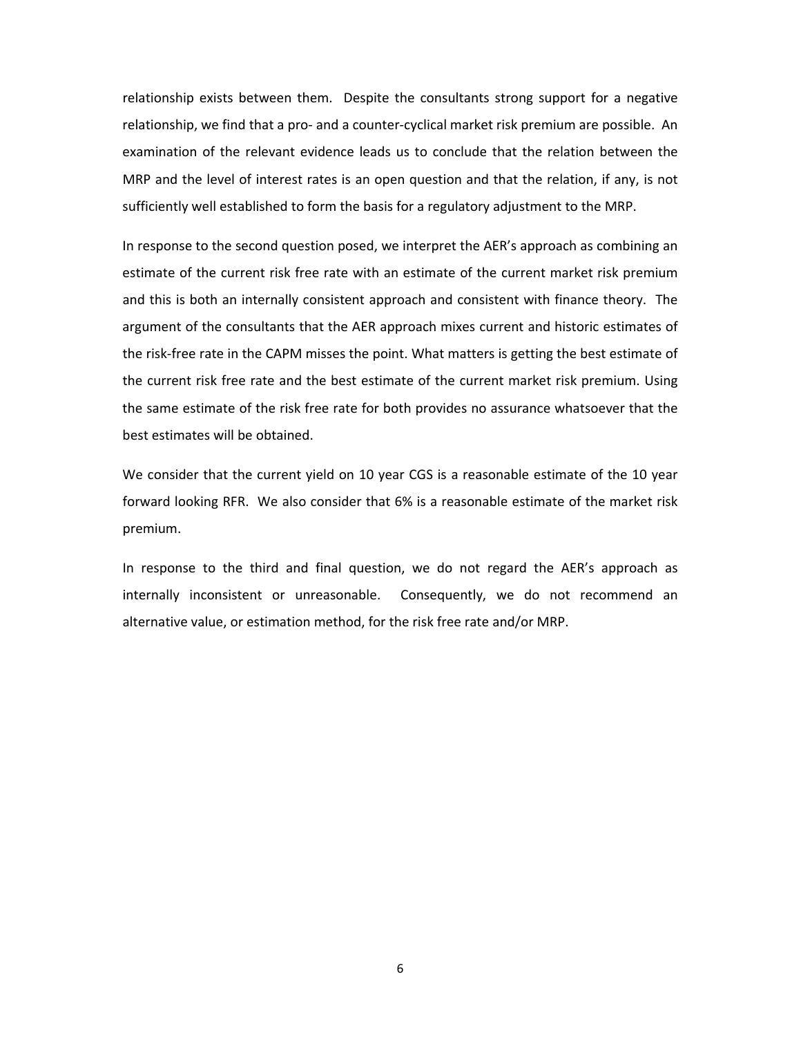relationship exists between them. Despite the consultants strong support for a negative relationship, we find that a pro- and a counter-cyclical market risk premium are possible. An examination of the relevant evidence leads us to conclude that the relation between the MRP and the level of interest rates is an open question and that the relation, if any, is not sufficiently well established to form the basis for a regulatory adjustment to the MRP.

In response to the second question posed, we interpret the AER's approach as combining an estimate of the current risk free rate with an estimate of the current market risk premium and this is both an internally consistent approach and consistent with finance theory. The argument of the consultants that the AER approach mixes current and historic estimates of the risk-free rate in the CAPM misses the point. What matters is getting the best estimate of the current risk free rate and the best estimate of the current market risk premium. Using the same estimate of the risk free rate for both provides no assurance whatsoever that the best estimates will be obtained.

We consider that the current yield on 10 year CGS is a reasonable estimate of the 10 year forward looking RFR. We also consider that 6% is a reasonable estimate of the market risk premium.

In response to the third and final question, we do not regard the AER's approach as internally inconsistent or unreasonable. Consequently, we do not recommend an alternative value, or estimation method, for the risk free rate and/or MRP.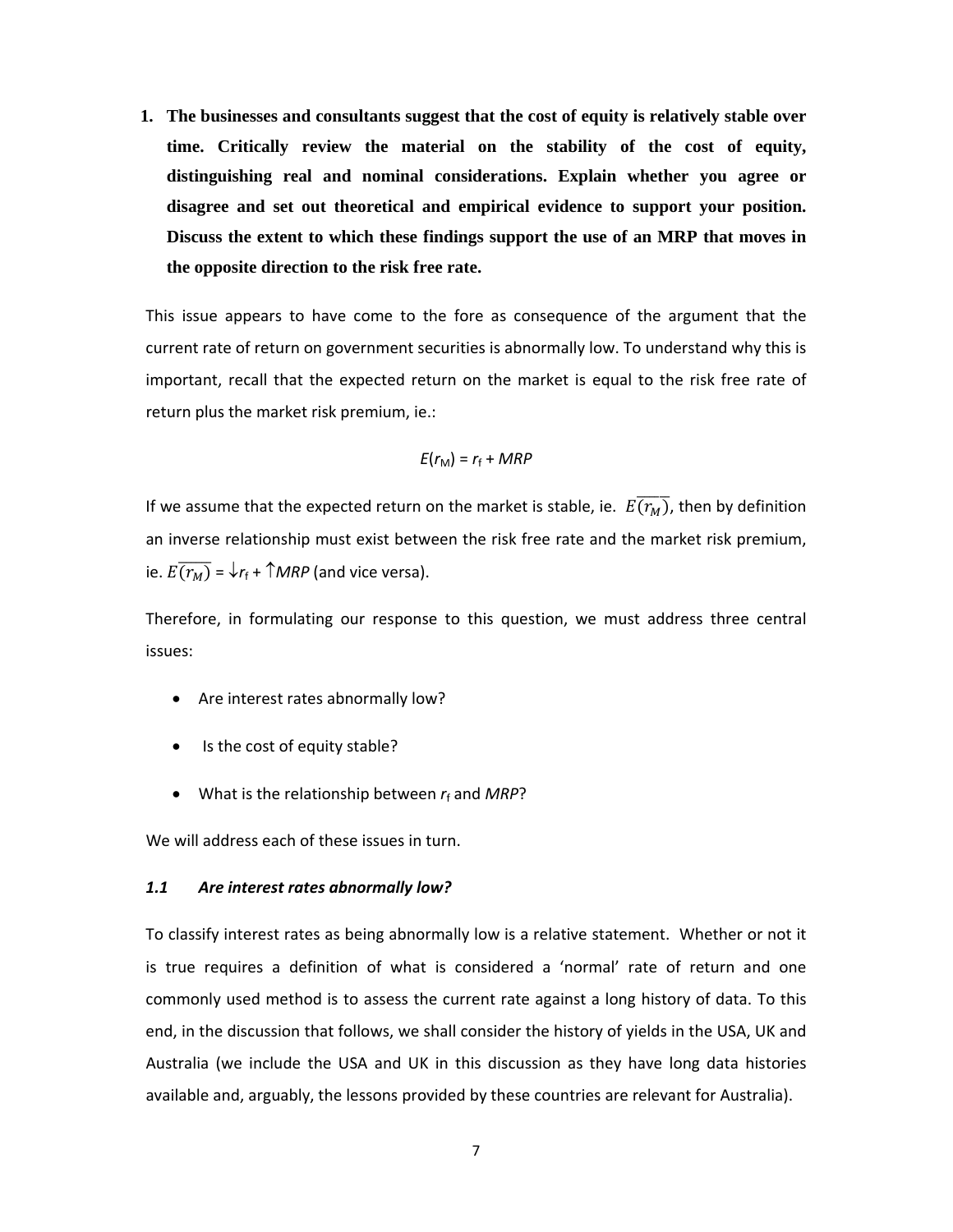1. **The businesses and consultants suggest that the cost of equity is relatively stable over time. Critically review the material on the stability of the cost of equity, distinguishing real and nominal considerations. Explain whether you agree or disagree and set out theoretical and empirical evidence to support your position. Discuss the extent to which these findings support the use of an MRP that moves in the opposite direction to the risk free rate.**

This issue appears to have come to the fore as consequence of the argument that the current rate of return on government securities is abnormally low. To understand why this is important, recall that the expected return on the market is equal to the risk free rate of return plus the market risk premium, ie.:

$$E(r_M) = r_f + MRP$$

If we assume that the expected return on the market is stable, ie. $\overline{E(r_M)}$, then by definition an inverse relationship must exist between the risk free rate and the market risk premium, ie. $\overline{E(r_M)} = \downarrow r_f + \uparrow MRP$ (and vice versa).

Therefore, in formulating our response to this question, we must address three central issues:

- Are interest rates abnormally low?
- Is the cost of equity stable?
- What is the relationship between $r_f$ and $MRP$?

We will address each of these issues in turn.

### *1.1 Are interest rates abnormally low?*

To classify interest rates as being abnormally low is a relative statement. Whether or not it is true requires a definition of what is considered a 'normal' rate of return and one commonly used method is to assess the current rate against a long history of data. To this end, in the discussion that follows, we shall consider the history of yields in the USA, UK and Australia (we include the USA and UK in this discussion as they have long data histories available and, arguably, the lessons provided by these countries are relevant for Australia).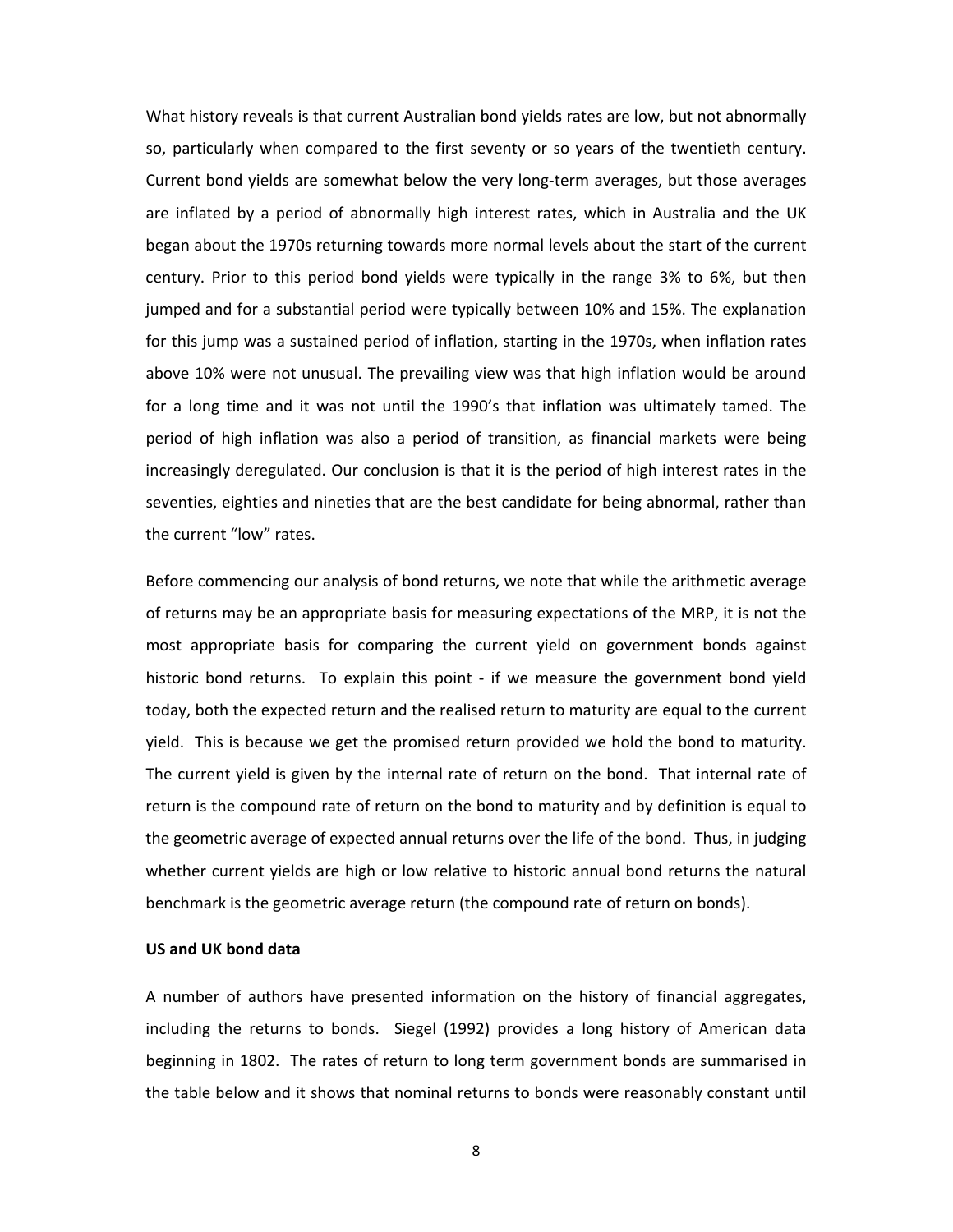What history reveals is that current Australian bond yields rates are low, but not abnormally so, particularly when compared to the first seventy or so years of the twentieth century. Current bond yields are somewhat below the very long-term averages, but those averages are inflated by a period of abnormally high interest rates, which in Australia and the UK began about the 1970s returning towards more normal levels about the start of the current century. Prior to this period bond yields were typically in the range 3% to 6%, but then jumped and for a substantial period were typically between 10% and 15%. The explanation for this jump was a sustained period of inflation, starting in the 1970s, when inflation rates above 10% were not unusual. The prevailing view was that high inflation would be around for a long time and it was not until the 1990's that inflation was ultimately tamed. The period of high inflation was also a period of transition, as financial markets were being increasingly deregulated. Our conclusion is that it is the period of high interest rates in the seventies, eighties and nineties that are the best candidate for being abnormal, rather than the current "low" rates.

Before commencing our analysis of bond returns, we note that while the arithmetic average of returns may be an appropriate basis for measuring expectations of the MRP, it is not the most appropriate basis for comparing the current yield on government bonds against historic bond returns. To explain this point - if we measure the government bond yield today, both the expected return and the realised return to maturity are equal to the current yield. This is because we get the promised return provided we hold the bond to maturity. The current yield is given by the internal rate of return on the bond. That internal rate of return is the compound rate of return on the bond to maturity and by definition is equal to the geometric average of expected annual returns over the life of the bond. Thus, in judging whether current yields are high or low relative to historic annual bond returns the natural benchmark is the geometric average return (the compound rate of return on bonds).

**US and UK bond data**

A number of authors have presented information on the history of financial aggregates, including the returns to bonds. Siegel (1992) provides a long history of American data beginning in 1802. The rates of return to long term government bonds are summarised in the table below and it shows that nominal returns to bonds were reasonably constant until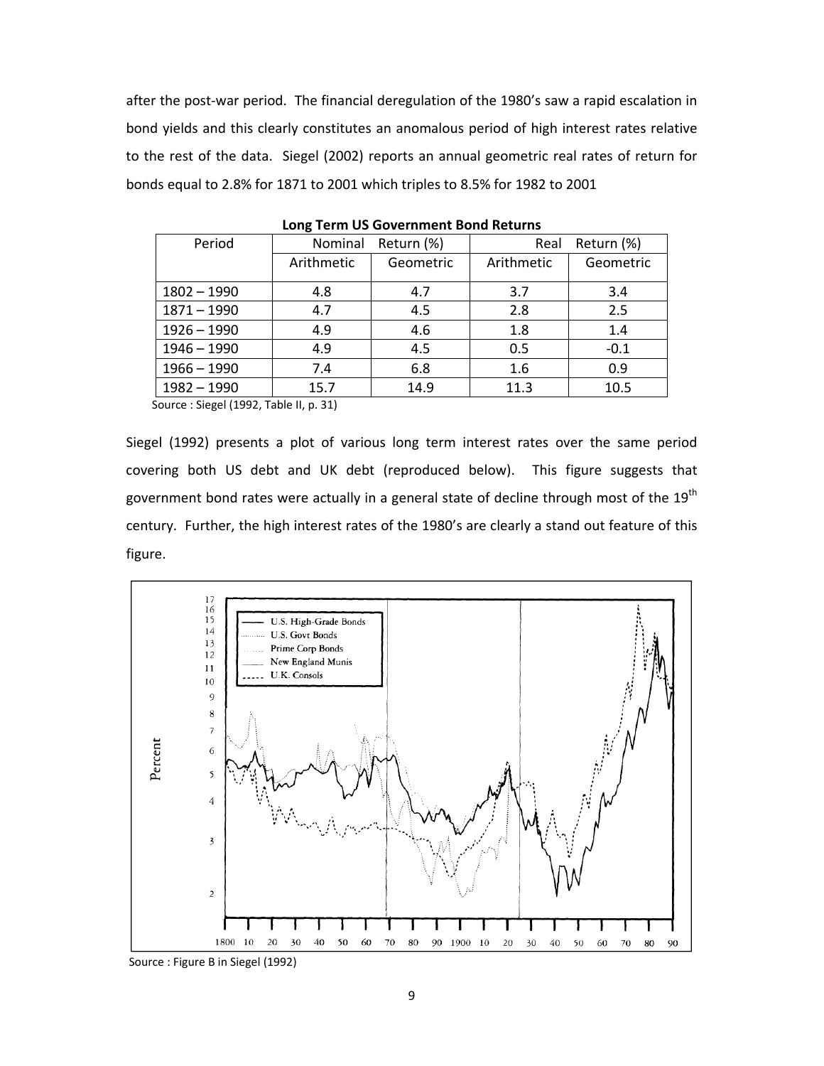after the post-war period. The financial deregulation of the 1980's saw a rapid escalation in bond yields and this clearly constitutes an anomalous period of high interest rates relative to the rest of the data. Siegel (2002) reports an annual geometric real rates of return for bonds equal to 2.8% for 1871 to 2001 which triples to 8.5% for 1982 to 2001

**Long Term US Government Bond Returns**

| Period | Nominal Return (%) | | Real Return (%) | |
|---|---|---|---|---|
| | Arithmetic | Geometric | Arithmetic | Geometric |
| 1802 – 1990 | 4.8 | 4.7 | 3.7 | 3.4 |
| 1871 – 1990 | 4.7 | 4.5 | 2.8 | 2.5 |
| 1926 – 1990 | 4.9 | 4.6 | 1.8 | 1.4 |
| 1946 – 1990 | 4.9 | 4.5 | 0.5 | -0.1 |
| 1966 – 1990 | 7.4 | 6.8 | 1.6 | 0.9 |
| 1982 – 1990 | 15.7 | 14.9 | 11.3 | 10.5 |

Source : Siegel (1992, Table II, p. 31)

Siegel (1992) presents a plot of various long term interest rates over the same period covering both US debt and UK debt (reproduced below). This figure suggests that government bond rates were actually in a general state of decline through most of the 19th century. Further, the high interest rates of the 1980's are clearly a stand out feature of this figure.

Source : Figure B in Siegel (1992)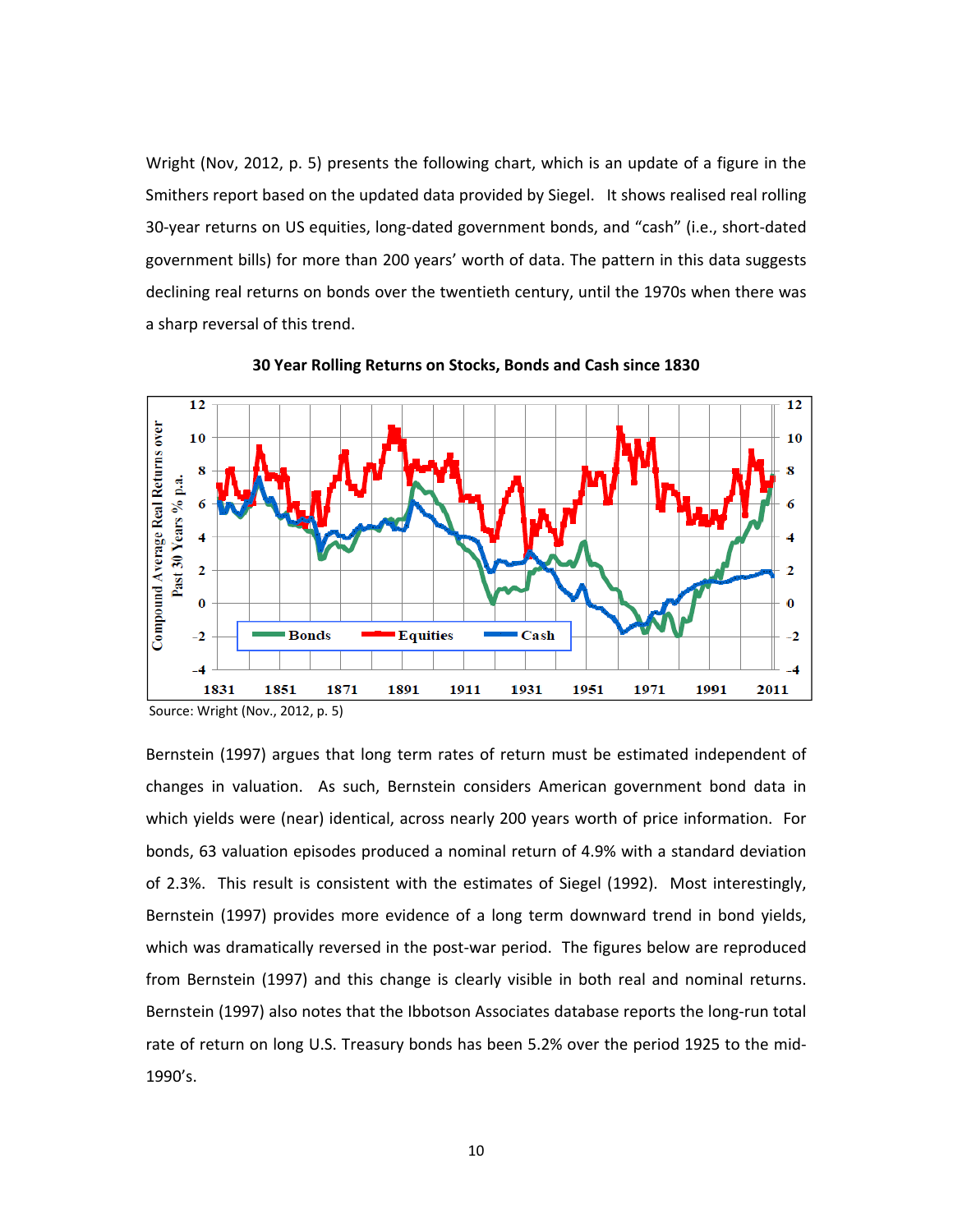Wright (Nov, 2012, p. 5) presents the following chart, which is an update of a figure in the Smithers report based on the updated data provided by Siegel. It shows realised real rolling 30-year returns on US equities, long-dated government bonds, and "cash" (i.e., short-dated government bills) for more than 200 years' worth of data. The pattern in this data suggests declining real returns on bonds over the twentieth century, until the 1970s when there was a sharp reversal of this trend.

**30 Year Rolling Returns on Stocks, Bonds and Cash since 1830**

Source: Wright (Nov., 2012, p. 5)

Bernstein (1997) argues that long term rates of return must be estimated independent of changes in valuation. As such, Bernstein considers American government bond data in which yields were (near) identical, across nearly 200 years worth of price information. For bonds, 63 valuation episodes produced a nominal return of 4.9% with a standard deviation of 2.3%. This result is consistent with the estimates of Siegel (1992). Most interestingly, Bernstein (1997) provides more evidence of a long term downward trend in bond yields, which was dramatically reversed in the post-war period. The figures below are reproduced from Bernstein (1997) and this change is clearly visible in both real and nominal returns. Bernstein (1997) also notes that the Ibbotson Associates database reports the long-run total rate of return on long U.S. Treasury bonds has been 5.2% over the period 1925 to the mid-1990's.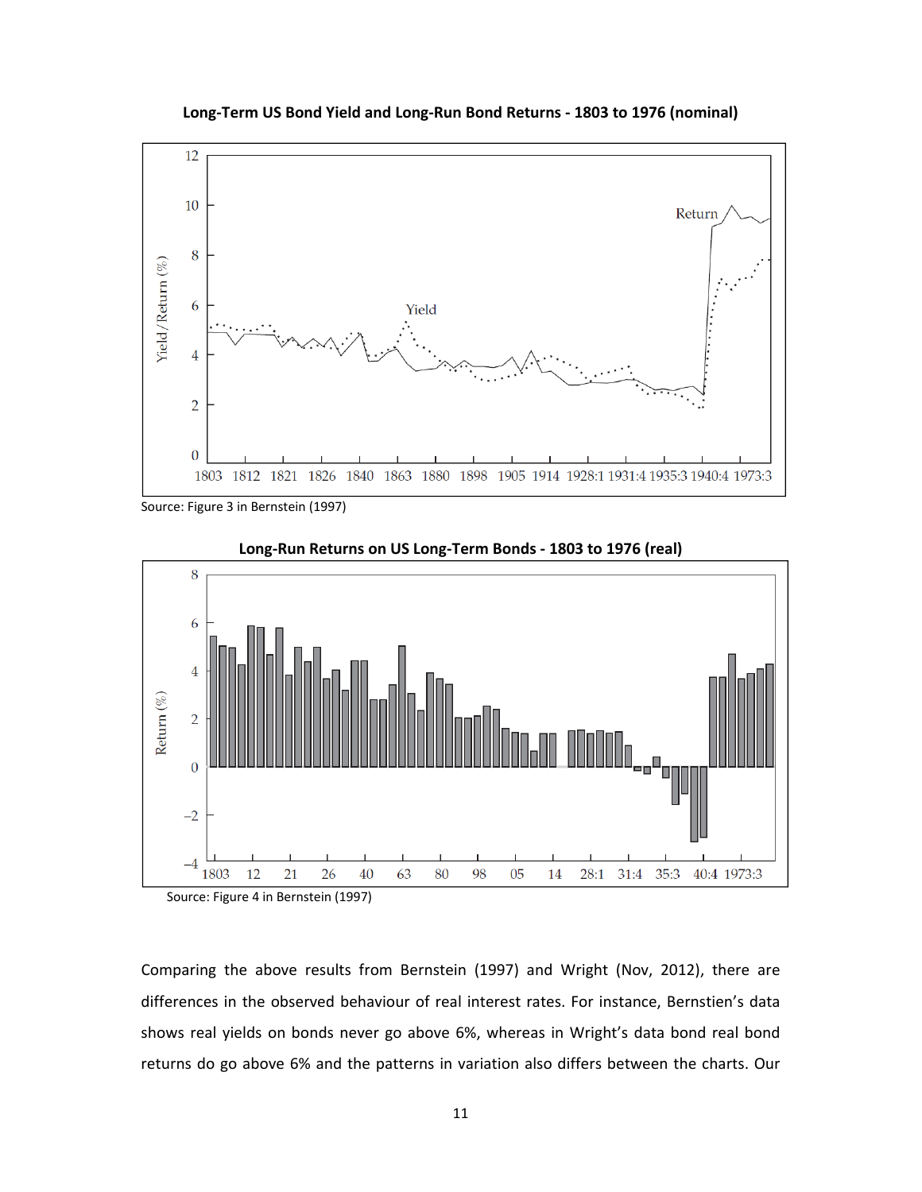**Long-Term US Bond Yield and Long-Run Bond Returns - 1803 to 1976 (nominal)**

Source: Figure 3 in Bernstein (1997)

**Long-Run Returns on US Long-Term Bonds - 1803 to 1976 (real)**

Source: Figure 4 in Bernstein (1997)

Comparing the above results from Bernstein (1997) and Wright (Nov, 2012), there are differences in the observed behaviour of real interest rates. For instance, Bernstien's data shows real yields on bonds never go above 6%, whereas in Wright's data bond real bond returns do go above 6% and the patterns in variation also differs between the charts. Our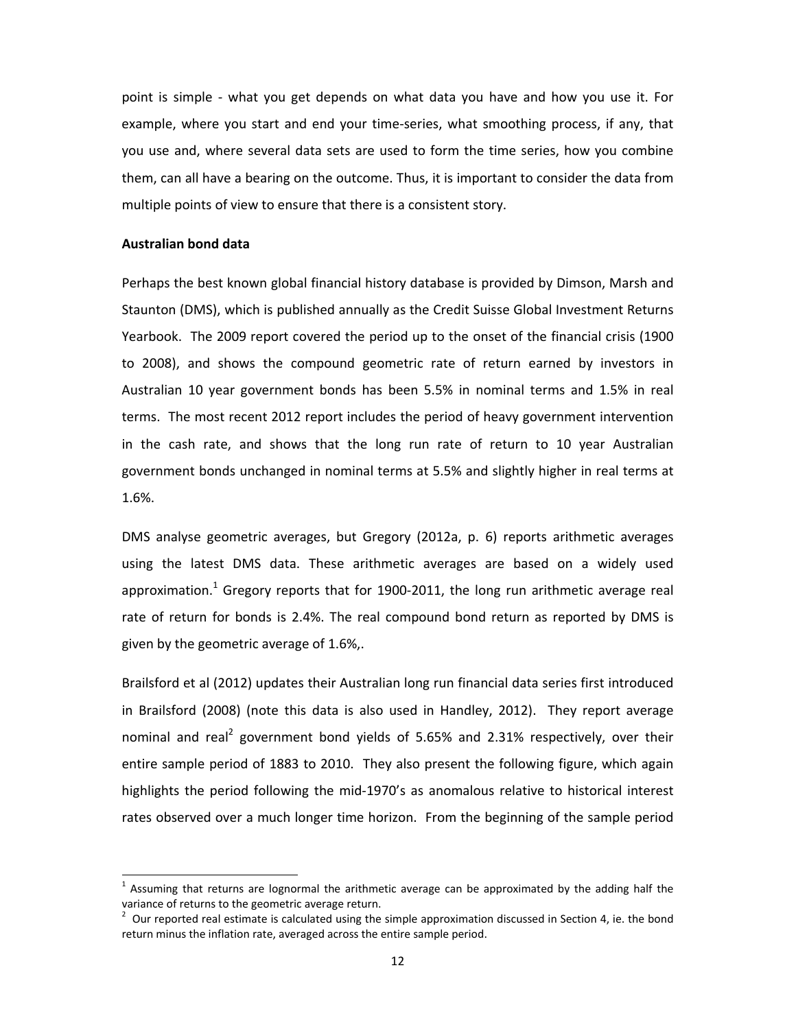point is simple - what you get depends on what data you have and how you use it. For example, where you start and end your time-series, what smoothing process, if any, that you use and, where several data sets are used to form the time series, how you combine them, can all have a bearing on the outcome. Thus, it is important to consider the data from multiple points of view to ensure that there is a consistent story.

**Australian bond data**

Perhaps the best known global financial history database is provided by Dimson, Marsh and Staunton (DMS), which is published annually as the Credit Suisse Global Investment Returns Yearbook. The 2009 report covered the period up to the onset of the financial crisis (1900 to 2008), and shows the compound geometric rate of return earned by investors in Australian 10 year government bonds has been 5.5% in nominal terms and 1.5% in real terms. The most recent 2012 report includes the period of heavy government intervention in the cash rate, and shows that the long run rate of return to 10 year Australian government bonds unchanged in nominal terms at 5.5% and slightly higher in real terms at 1.6%.

DMS analyse geometric averages, but Gregory (2012a, p. 6) reports arithmetic averages using the latest DMS data. These arithmetic averages are based on a widely used approximation.[1] Gregory reports that for 1900-2011, the long run arithmetic average real rate of return for bonds is 2.4%. The real compound bond return as reported by DMS is given by the geometric average of 1.6%,.

Brailsford et al (2012) updates their Australian long run financial data series first introduced in Brailsford (2008) (note this data is also used in Handley, 2012). They report average nominal and real[2] government bond yields of 5.65% and 2.31% respectively, over their entire sample period of 1883 to 2010. They also present the following figure, which again highlights the period following the mid-1970's as anomalous relative to historical interest rates observed over a much longer time horizon. From the beginning of the sample period

---

[1] Assuming that returns are lognormal the arithmetic average can be approximated by the adding half the variance of returns to the geometric average return.

[2] Our reported real estimate is calculated using the simple approximation discussed in Section 4, ie. the bond return minus the inflation rate, averaged across the entire sample period.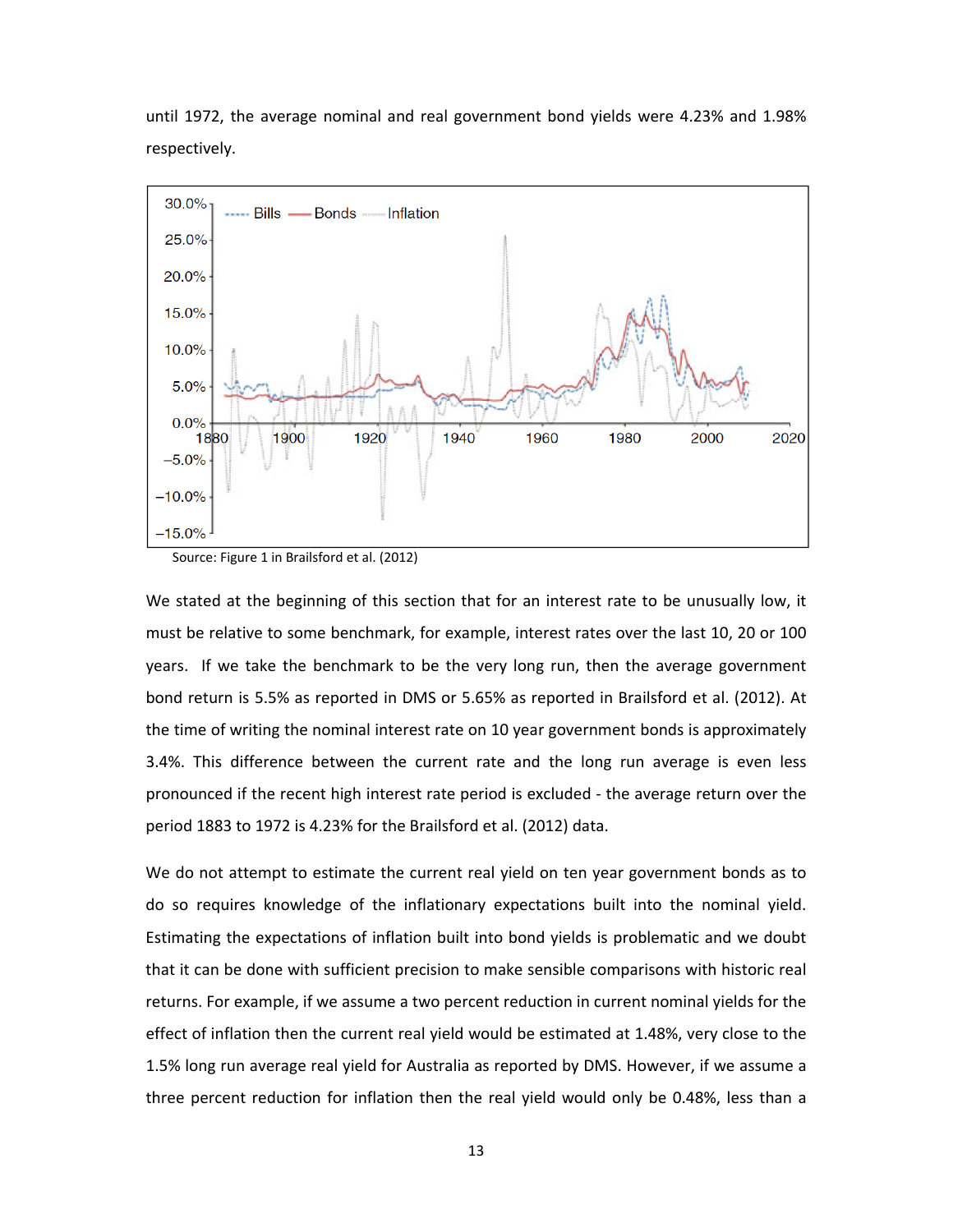until 1972, the average nominal and real government bond yields were 4.23% and 1.98% respectively.

Source: Figure 1 in Brailsford et al. (2012)

We stated at the beginning of this section that for an interest rate to be unusually low, it must be relative to some benchmark, for example, interest rates over the last 10, 20 or 100 years. If we take the benchmark to be the very long run, then the average government bond return is 5.5% as reported in DMS or 5.65% as reported in Brailsford et al. (2012). At the time of writing the nominal interest rate on 10 year government bonds is approximately 3.4%. This difference between the current rate and the long run average is even less pronounced if the recent high interest rate period is excluded - the average return over the period 1883 to 1972 is 4.23% for the Brailsford et al. (2012) data.

We do not attempt to estimate the current real yield on ten year government bonds as to do so requires knowledge of the inflationary expectations built into the nominal yield. Estimating the expectations of inflation built into bond yields is problematic and we doubt that it can be done with sufficient precision to make sensible comparisons with historic real returns. For example, if we assume a two percent reduction in current nominal yields for the effect of inflation then the current real yield would be estimated at 1.48%, very close to the 1.5% long run average real yield for Australia as reported by DMS. However, if we assume a three percent reduction for inflation then the real yield would only be 0.48%, less than a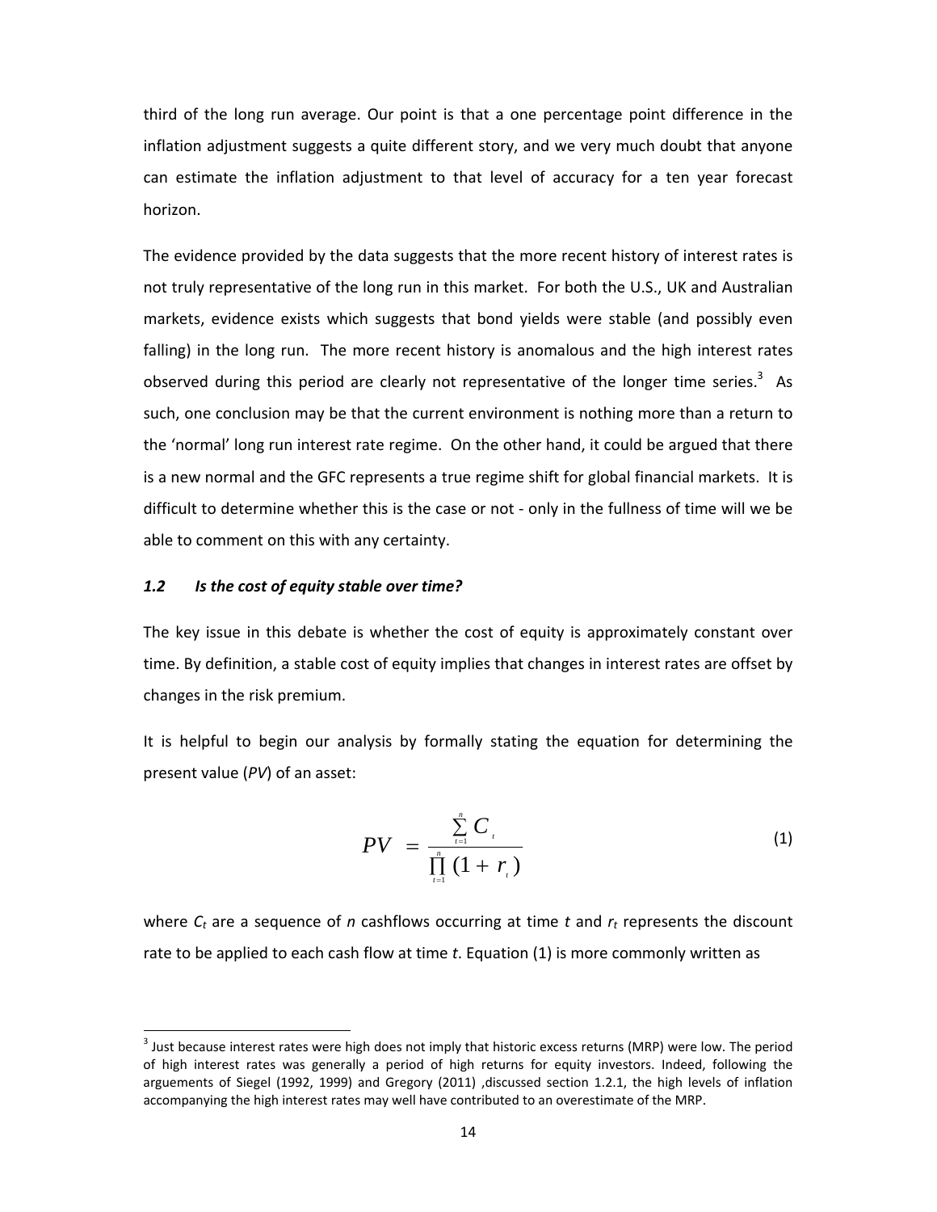third of the long run average. Our point is that a one percentage point difference in the inflation adjustment suggests a quite different story, and we very much doubt that anyone can estimate the inflation adjustment to that level of accuracy for a ten year forecast horizon.

The evidence provided by the data suggests that the more recent history of interest rates is not truly representative of the long run in this market. For both the U.S., UK and Australian markets, evidence exists which suggests that bond yields were stable (and possibly even falling) in the long run. The more recent history is anomalous and the high interest rates observed during this period are clearly not representative of the longer time series.[3] As such, one conclusion may be that the current environment is nothing more than a return to the 'normal' long run interest rate regime. On the other hand, it could be argued that there is a new normal and the GFC represents a true regime shift for global financial markets. It is difficult to determine whether this is the case or not - only in the fullness of time will we be able to comment on this with any certainty.

### *1.2 Is the cost of equity stable over time?*

The key issue in this debate is whether the cost of equity is approximately constant over time. By definition, a stable cost of equity implies that changes in interest rates are offset by changes in the risk premium.

It is helpful to begin our analysis by formally stating the equation for determining the present value (*PV*) of an asset:

$$PV = \frac{\sum_{t=1}^{n} C_t}{\prod_{t=1}^{n} (1 + r_t)} \tag{1}$$

where $C_t$ are a sequence of *n* cashflows occurring at time *t* and $r_t$ represents the discount rate to be applied to each cash flow at time *t*. Equation (1) is more commonly written as

[3] Just because interest rates were high does not imply that historic excess returns (MRP) were low. The period of high interest rates was generally a period of high returns for equity investors. Indeed, following the arguements of Siegel (1992, 1999) and Gregory (2011) ,discussed section 1.2.1, the high levels of inflation accompanying the high interest rates may well have contributed to an overestimate of the MRP.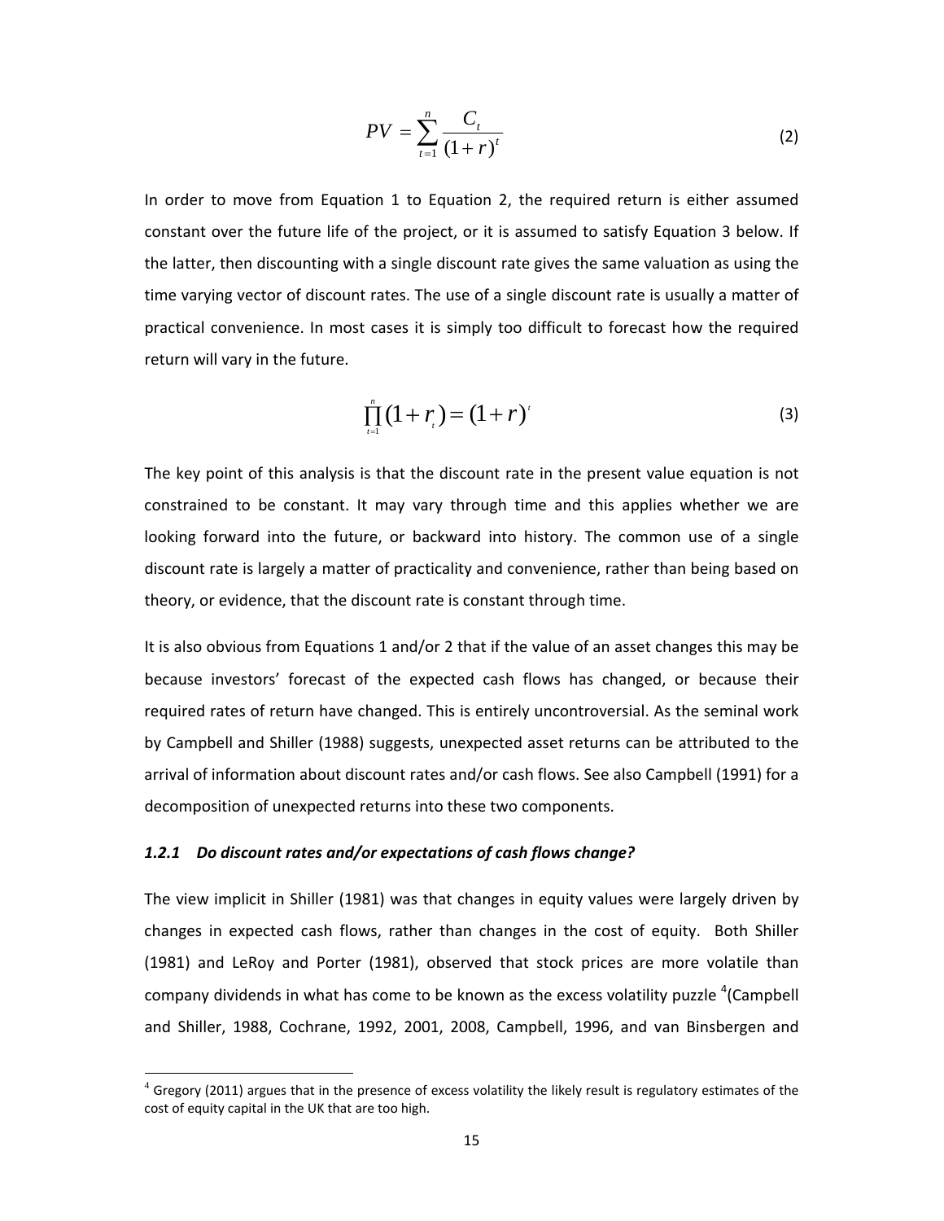$$PV = \sum_{t=1}^{n} \frac{C_t}{(1+r)^t} \tag{2}$$

In order to move from Equation 1 to Equation 2, the required return is either assumed constant over the future life of the project, or it is assumed to satisfy Equation 3 below. If the latter, then discounting with a single discount rate gives the same valuation as using the time varying vector of discount rates. The use of a single discount rate is usually a matter of practical convenience. In most cases it is simply too difficult to forecast how the required return will vary in the future.

$$\prod_{t=1}^{n}(1+r_t) = (1+r)^t \tag{3}$$

The key point of this analysis is that the discount rate in the present value equation is not constrained to be constant. It may vary through time and this applies whether we are looking forward into the future, or backward into history. The common use of a single discount rate is largely a matter of practicality and convenience, rather than being based on theory, or evidence, that the discount rate is constant through time.

It is also obvious from Equations 1 and/or 2 that if the value of an asset changes this may be because investors' forecast of the expected cash flows has changed, or because their required rates of return have changed. This is entirely uncontroversial. As the seminal work by Campbell and Shiller (1988) suggests, unexpected asset returns can be attributed to the arrival of information about discount rates and/or cash flows. See also Campbell (1991) for a decomposition of unexpected returns into these two components.

### *1.2.1 Do discount rates and/or expectations of cash flows change?*

The view implicit in Shiller (1981) was that changes in equity values were largely driven by changes in expected cash flows, rather than changes in the cost of equity. Both Shiller (1981) and LeRoy and Porter (1981), observed that stock prices are more volatile than company dividends in what has come to be known as the excess volatility puzzle [4](Campbell and Shiller, 1988, Cochrane, 1992, 2001, 2008, Campbell, 1996, and van Binsbergen and

[4] Gregory (2011) argues that in the presence of excess volatility the likely result is regulatory estimates of the cost of equity capital in the UK that are too high.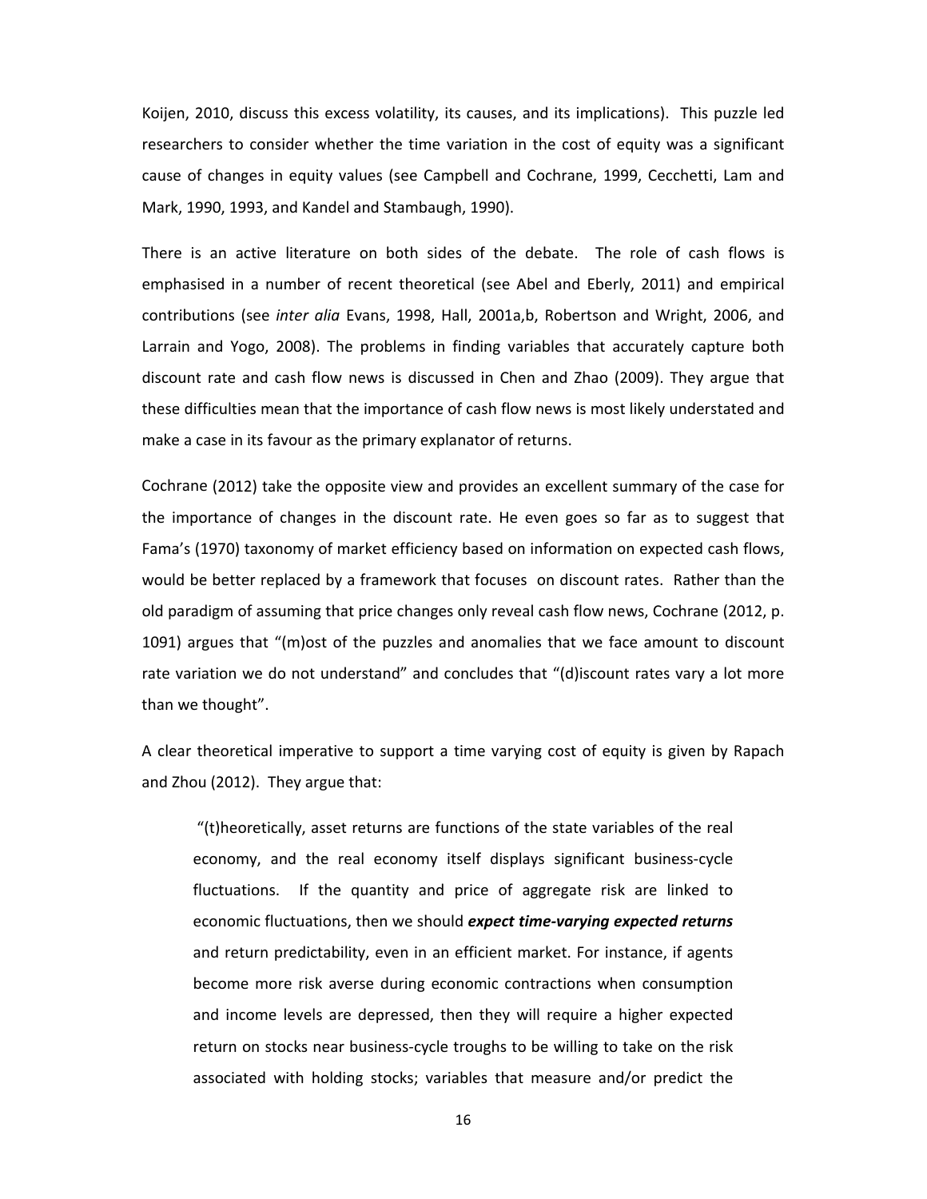Koijen, 2010, discuss this excess volatility, its causes, and its implications). This puzzle led researchers to consider whether the time variation in the cost of equity was a significant cause of changes in equity values (see Campbell and Cochrane, 1999, Cecchetti, Lam and Mark, 1990, 1993, and Kandel and Stambaugh, 1990).

There is an active literature on both sides of the debate. The role of cash flows is emphasised in a number of recent theoretical (see Abel and Eberly, 2011) and empirical contributions (see *inter alia* Evans, 1998, Hall, 2001a,b, Robertson and Wright, 2006, and Larrain and Yogo, 2008). The problems in finding variables that accurately capture both discount rate and cash flow news is discussed in Chen and Zhao (2009). They argue that these difficulties mean that the importance of cash flow news is most likely understated and make a case in its favour as the primary explanator of returns.

Cochrane (2012) take the opposite view and provides an excellent summary of the case for the importance of changes in the discount rate. He even goes so far as to suggest that Fama's (1970) taxonomy of market efficiency based on information on expected cash flows, would be better replaced by a framework that focuses on discount rates. Rather than the old paradigm of assuming that price changes only reveal cash flow news, Cochrane (2012, p. 1091) argues that "(m)ost of the puzzles and anomalies that we face amount to discount rate variation we do not understand" and concludes that "(d)iscount rates vary a lot more than we thought".

A clear theoretical imperative to support a time varying cost of equity is given by Rapach and Zhou (2012). They argue that:

> "(t)heoretically, asset returns are functions of the state variables of the real economy, and the real economy itself displays significant business-cycle fluctuations. If the quantity and price of aggregate risk are linked to economic fluctuations, then we should ***expect time-varying expected returns*** and return predictability, even in an efficient market. For instance, if agents become more risk averse during economic contractions when consumption and income levels are depressed, then they will require a higher expected return on stocks near business-cycle troughs to be willing to take on the risk associated with holding stocks; variables that measure and/or predict the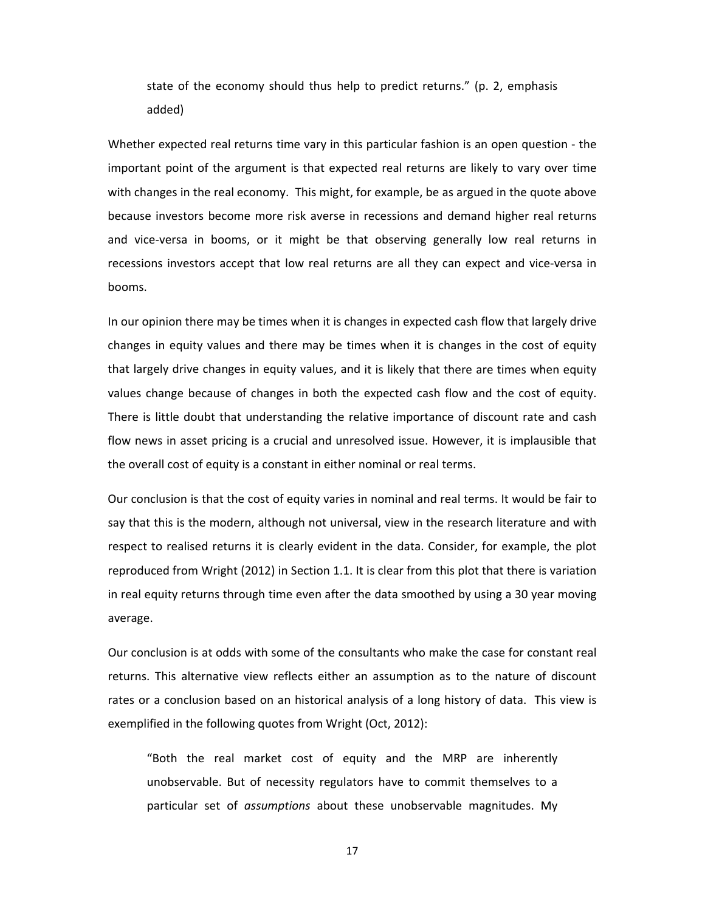> state of the economy should thus help to predict returns." (p. 2, emphasis added)

Whether expected real returns time vary in this particular fashion is an open question - the important point of the argument is that expected real returns are likely to vary over time with changes in the real economy. This might, for example, be as argued in the quote above because investors become more risk averse in recessions and demand higher real returns and vice-versa in booms, or it might be that observing generally low real returns in recessions investors accept that low real returns are all they can expect and vice-versa in booms.

In our opinion there may be times when it is changes in expected cash flow that largely drive changes in equity values and there may be times when it is changes in the cost of equity that largely drive changes in equity values, and it is likely that there are times when equity values change because of changes in both the expected cash flow and the cost of equity. There is little doubt that understanding the relative importance of discount rate and cash flow news in asset pricing is a crucial and unresolved issue. However, it is implausible that the overall cost of equity is a constant in either nominal or real terms.

Our conclusion is that the cost of equity varies in nominal and real terms. It would be fair to say that this is the modern, although not universal, view in the research literature and with respect to realised returns it is clearly evident in the data. Consider, for example, the plot reproduced from Wright (2012) in Section 1.1. It is clear from this plot that there is variation in real equity returns through time even after the data smoothed by using a 30 year moving average.

Our conclusion is at odds with some of the consultants who make the case for constant real returns. This alternative view reflects either an assumption as to the nature of discount rates or a conclusion based on an historical analysis of a long history of data. This view is exemplified in the following quotes from Wright (Oct, 2012):

> "Both the real market cost of equity and the MRP are inherently unobservable. But of necessity regulators have to commit themselves to a particular set of *assumptions* about these unobservable magnitudes. My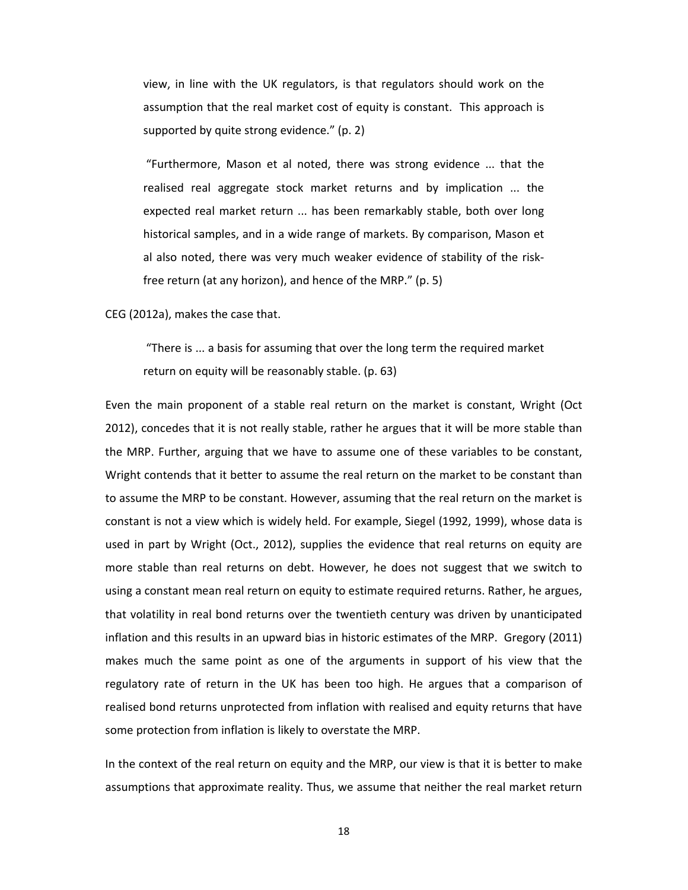> view, in line with the UK regulators, is that regulators should work on the assumption that the real market cost of equity is constant. This approach is supported by quite strong evidence." (p. 2)
>
> "Furthermore, Mason et al noted, there was strong evidence ... that the realised real aggregate stock market returns and by implication ... the expected real market return ... has been remarkably stable, both over long historical samples, and in a wide range of markets. By comparison, Mason et al also noted, there was very much weaker evidence of stability of the risk-free return (at any horizon), and hence of the MRP." (p. 5)

CEG (2012a), makes the case that.

> "There is ... a basis for assuming that over the long term the required market return on equity will be reasonably stable. (p. 63)

Even the main proponent of a stable real return on the market is constant, Wright (Oct 2012), concedes that it is not really stable, rather he argues that it will be more stable than the MRP. Further, arguing that we have to assume one of these variables to be constant, Wright contends that it better to assume the real return on the market to be constant than to assume the MRP to be constant. However, assuming that the real return on the market is constant is not a view which is widely held. For example, Siegel (1992, 1999), whose data is used in part by Wright (Oct., 2012), supplies the evidence that real returns on equity are more stable than real returns on debt. However, he does not suggest that we switch to using a constant mean real return on equity to estimate required returns. Rather, he argues, that volatility in real bond returns over the twentieth century was driven by unanticipated inflation and this results in an upward bias in historic estimates of the MRP. Gregory (2011) makes much the same point as one of the arguments in support of his view that the regulatory rate of return in the UK has been too high. He argues that a comparison of realised bond returns unprotected from inflation with realised and equity returns that have some protection from inflation is likely to overstate the MRP.

In the context of the real return on equity and the MRP, our view is that it is better to make assumptions that approximate reality. Thus, we assume that neither the real market return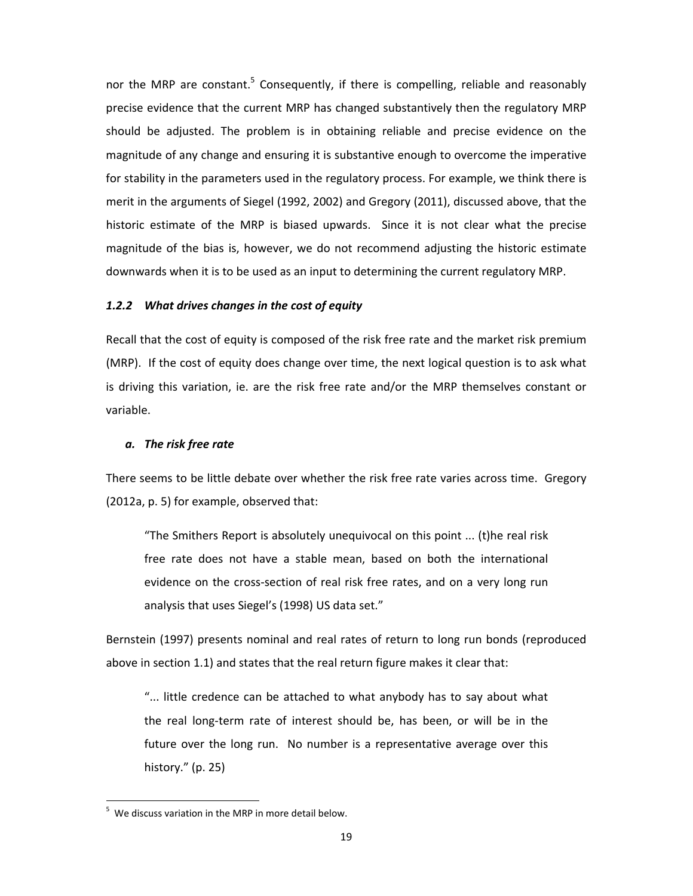nor the MRP are constant.[5] Consequently, if there is compelling, reliable and reasonably precise evidence that the current MRP has changed substantively then the regulatory MRP should be adjusted. The problem is in obtaining reliable and precise evidence on the magnitude of any change and ensuring it is substantive enough to overcome the imperative for stability in the parameters used in the regulatory process. For example, we think there is merit in the arguments of Siegel (1992, 2002) and Gregory (2011), discussed above, that the historic estimate of the MRP is biased upwards. Since it is not clear what the precise magnitude of the bias is, however, we do not recommend adjusting the historic estimate downwards when it is to be used as an input to determining the current regulatory MRP.

### *1.2.2 What drives changes in the cost of equity*

Recall that the cost of equity is composed of the risk free rate and the market risk premium (MRP). If the cost of equity does change over time, the next logical question is to ask what is driving this variation, ie. are the risk free rate and/or the MRP themselves constant or variable.

#### *a. The risk free rate*

There seems to be little debate over whether the risk free rate varies across time. Gregory (2012a, p. 5) for example, observed that:

> "The Smithers Report is absolutely unequivocal on this point ... (t)he real risk free rate does not have a stable mean, based on both the international evidence on the cross-section of real risk free rates, and on a very long run analysis that uses Siegel's (1998) US data set."

Bernstein (1997) presents nominal and real rates of return to long run bonds (reproduced above in section 1.1) and states that the real return figure makes it clear that:

> "... little credence can be attached to what anybody has to say about what the real long-term rate of interest should be, has been, or will be in the future over the long run. No number is a representative average over this history." (p. 25)

---

[5] We discuss variation in the MRP in more detail below.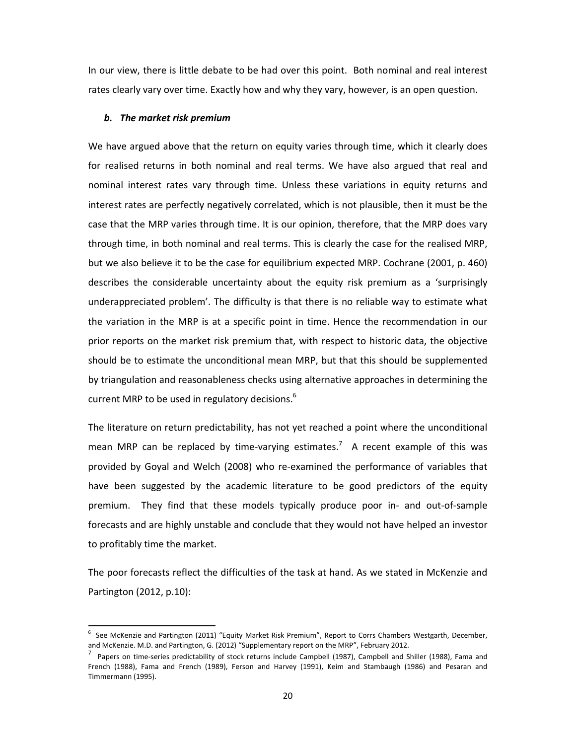In our view, there is little debate to be had over this point. Both nominal and real interest rates clearly vary over time. Exactly how and why they vary, however, is an open question.

### *b. The market risk premium*

We have argued above that the return on equity varies through time, which it clearly does for realised returns in both nominal and real terms. We have also argued that real and nominal interest rates vary through time. Unless these variations in equity returns and interest rates are perfectly negatively correlated, which is not plausible, then it must be the case that the MRP varies through time. It is our opinion, therefore, that the MRP does vary through time, in both nominal and real terms. This is clearly the case for the realised MRP, but we also believe it to be the case for equilibrium expected MRP. Cochrane (2001, p. 460) describes the considerable uncertainty about the equity risk premium as a 'surprisingly underappreciated problem'. The difficulty is that there is no reliable way to estimate what the variation in the MRP is at a specific point in time. Hence the recommendation in our prior reports on the market risk premium that, with respect to historic data, the objective should be to estimate the unconditional mean MRP, but that this should be supplemented by triangulation and reasonableness checks using alternative approaches in determining the current MRP to be used in regulatory decisions.[6]

The literature on return predictability, has not yet reached a point where the unconditional mean MRP can be replaced by time-varying estimates.[7] A recent example of this was provided by Goyal and Welch (2008) who re-examined the performance of variables that have been suggested by the academic literature to be good predictors of the equity premium. They find that these models typically produce poor in- and out-of-sample forecasts and are highly unstable and conclude that they would not have helped an investor to profitably time the market.

The poor forecasts reflect the difficulties of the task at hand. As we stated in McKenzie and Partington (2012, p.10):

---

[6] See McKenzie and Partington (2011) "Equity Market Risk Premium", Report to Corrs Chambers Westgarth, December, and McKenzie. M.D. and Partington, G. (2012) "Supplementary report on the MRP", February 2012.

[7] Papers on time-series predictability of stock returns include Campbell (1987), Campbell and Shiller (1988), Fama and French (1988), Fama and French (1989), Ferson and Harvey (1991), Keim and Stambaugh (1986) and Pesaran and Timmermann (1995).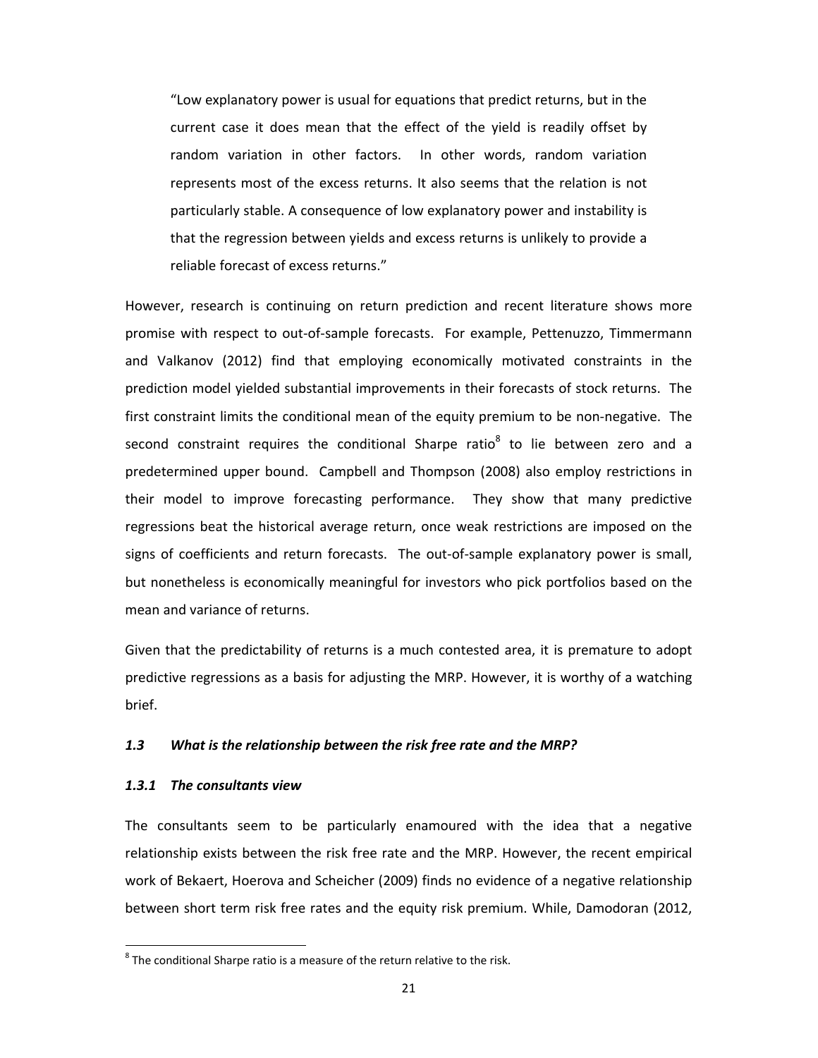> "Low explanatory power is usual for equations that predict returns, but in the current case it does mean that the effect of the yield is readily offset by random variation in other factors. In other words, random variation represents most of the excess returns. It also seems that the relation is not particularly stable. A consequence of low explanatory power and instability is that the regression between yields and excess returns is unlikely to provide a reliable forecast of excess returns."

However, research is continuing on return prediction and recent literature shows more promise with respect to out-of-sample forecasts. For example, Pettenuzzo, Timmermann and Valkanov (2012) find that employing economically motivated constraints in the prediction model yielded substantial improvements in their forecasts of stock returns. The first constraint limits the conditional mean of the equity premium to be non-negative. The second constraint requires the conditional Sharpe ratio[8] to lie between zero and a predetermined upper bound. Campbell and Thompson (2008) also employ restrictions in their model to improve forecasting performance. They show that many predictive regressions beat the historical average return, once weak restrictions are imposed on the signs of coefficients and return forecasts. The out-of-sample explanatory power is small, but nonetheless is economically meaningful for investors who pick portfolios based on the mean and variance of returns.

Given that the predictability of returns is a much contested area, it is premature to adopt predictive regressions as a basis for adjusting the MRP. However, it is worthy of a watching brief.

### *1.3 What is the relationship between the risk free rate and the MRP?*

#### *1.3.1 The consultants view*

The consultants seem to be particularly enamoured with the idea that a negative relationship exists between the risk free rate and the MRP. However, the recent empirical work of Bekaert, Hoerova and Scheicher (2009) finds no evidence of a negative relationship between short term risk free rates and the equity risk premium. While, Damodoran (2012,

[8] The conditional Sharpe ratio is a measure of the return relative to the risk.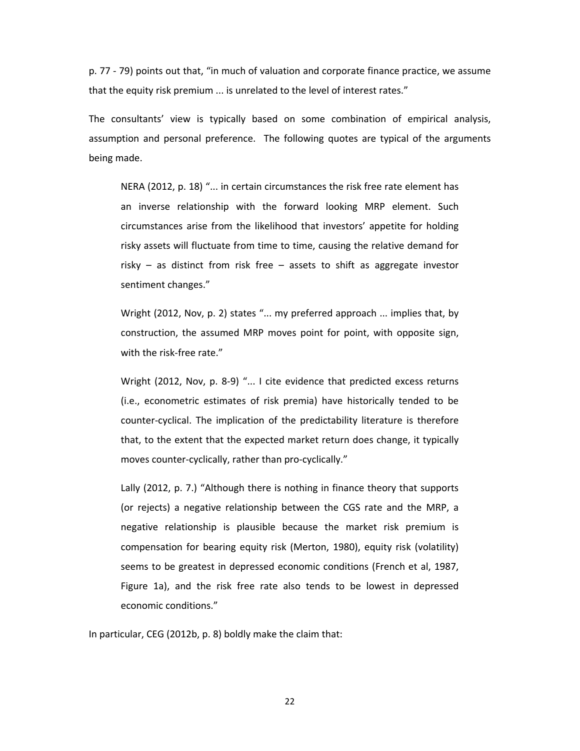p. 77 - 79) points out that, "in much of valuation and corporate finance practice, we assume that the equity risk premium ... is unrelated to the level of interest rates."

The consultants' view is typically based on some combination of empirical analysis, assumption and personal preference. The following quotes are typical of the arguments being made.

> NERA (2012, p. 18) "... in certain circumstances the risk free rate element has an inverse relationship with the forward looking MRP element. Such circumstances arise from the likelihood that investors' appetite for holding risky assets will fluctuate from time to time, causing the relative demand for risky – as distinct from risk free – assets to shift as aggregate investor sentiment changes."

> Wright (2012, Nov, p. 2) states "... my preferred approach ... implies that, by construction, the assumed MRP moves point for point, with opposite sign, with the risk-free rate."

> Wright (2012, Nov, p. 8-9) "... I cite evidence that predicted excess returns (i.e., econometric estimates of risk premia) have historically tended to be counter-cyclical. The implication of the predictability literature is therefore that, to the extent that the expected market return does change, it typically moves counter-cyclically, rather than pro-cyclically."

> Lally (2012, p. 7.) "Although there is nothing in finance theory that supports (or rejects) a negative relationship between the CGS rate and the MRP, a negative relationship is plausible because the market risk premium is compensation for bearing equity risk (Merton, 1980), equity risk (volatility) seems to be greatest in depressed economic conditions (French et al, 1987, Figure 1a), and the risk free rate also tends to be lowest in depressed economic conditions."

In particular, CEG (2012b, p. 8) boldly make the claim that: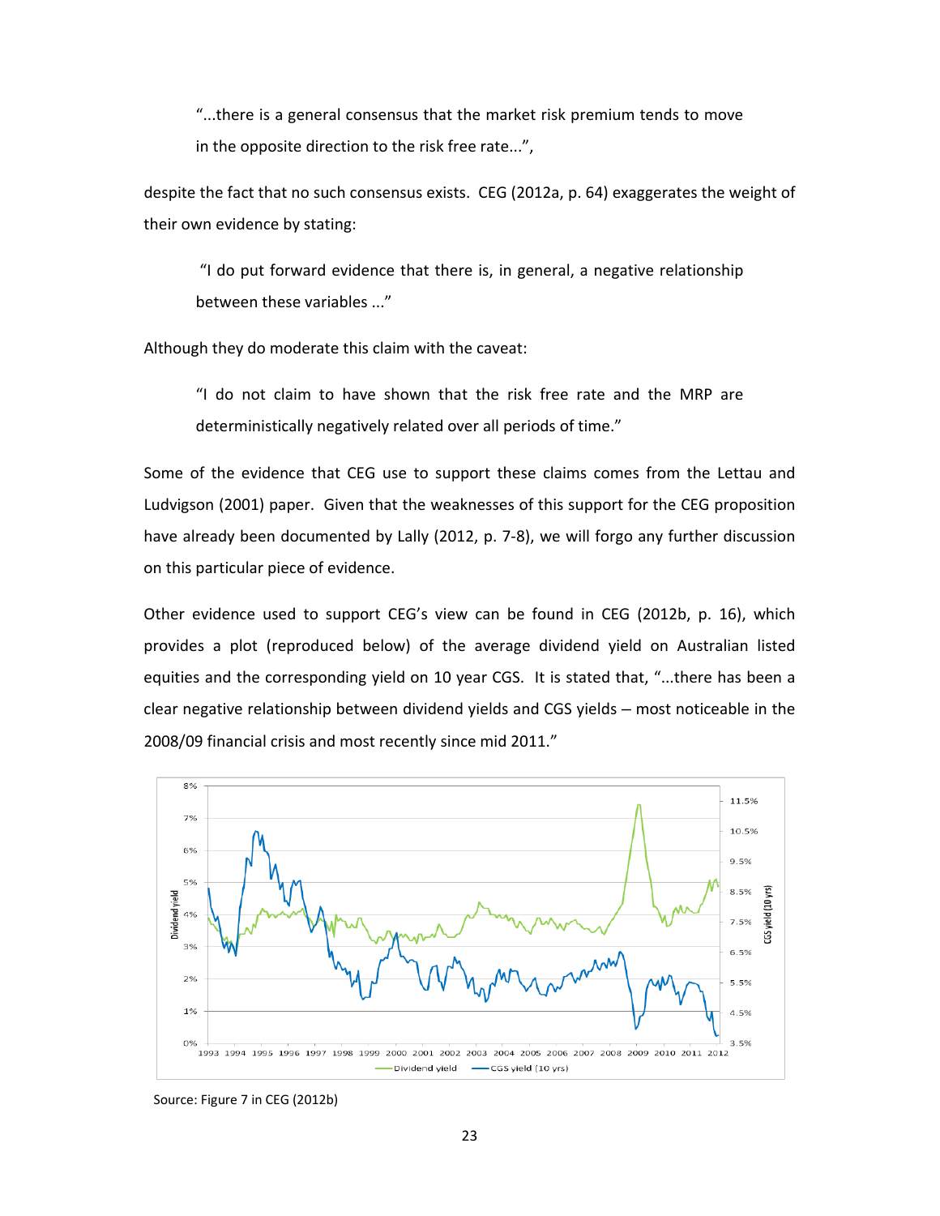> "...there is a general consensus that the market risk premium tends to move in the opposite direction to the risk free rate...",

despite the fact that no such consensus exists. CEG (2012a, p. 64) exaggerates the weight of their own evidence by stating:

> "I do put forward evidence that there is, in general, a negative relationship between these variables ..."

Although they do moderate this claim with the caveat:

> "I do not claim to have shown that the risk free rate and the MRP are deterministically negatively related over all periods of time."

Some of the evidence that CEG use to support these claims comes from the Lettau and Ludvigson (2001) paper. Given that the weaknesses of this support for the CEG proposition have already been documented by Lally (2012, p. 7-8), we will forgo any further discussion on this particular piece of evidence.

Other evidence used to support CEG's view can be found in CEG (2012b, p. 16), which provides a plot (reproduced below) of the average dividend yield on Australian listed equities and the corresponding yield on 10 year CGS. It is stated that, "...there has been a clear negative relationship between dividend yields and CGS yields – most noticeable in the 2008/09 financial crisis and most recently since mid 2011."

Source: Figure 7 in CEG (2012b)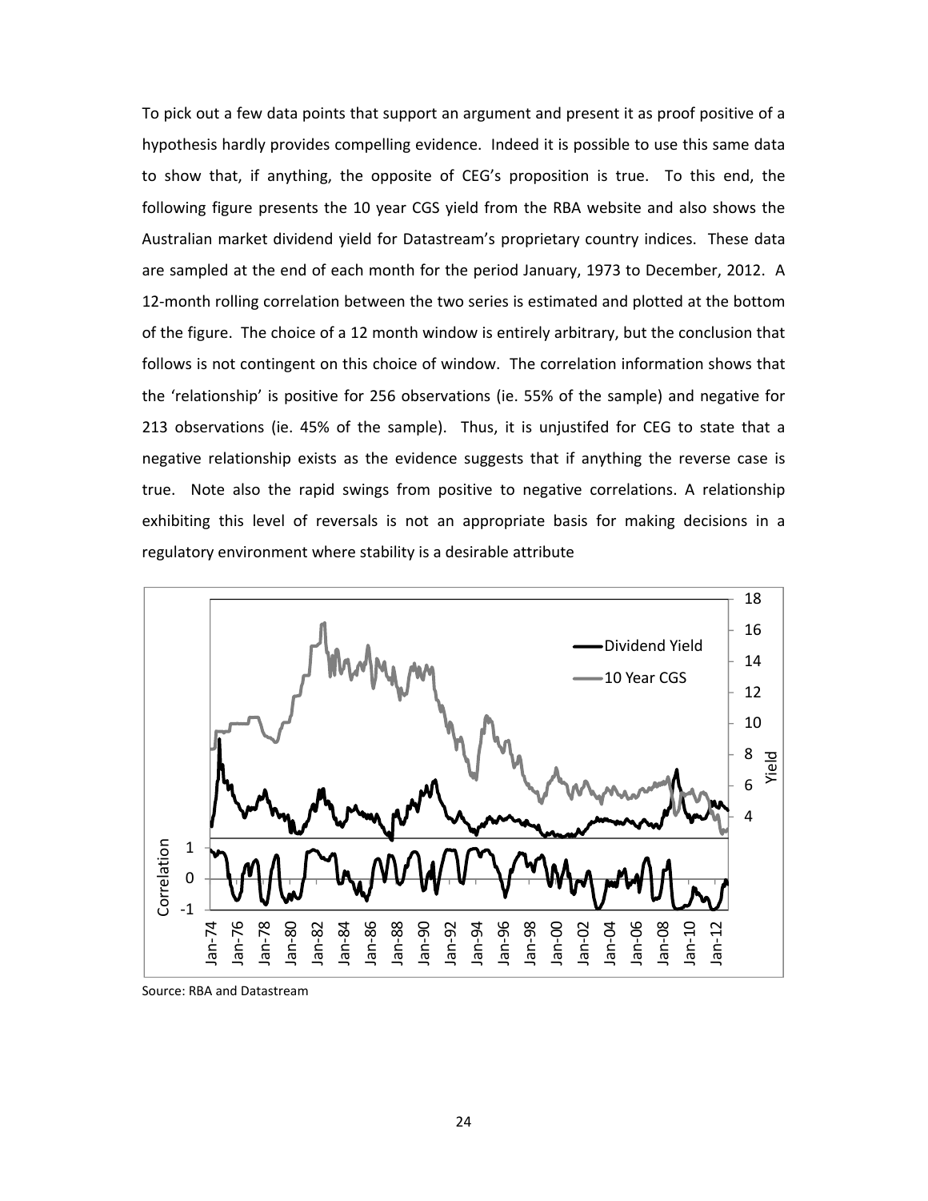To pick out a few data points that support an argument and present it as proof positive of a hypothesis hardly provides compelling evidence. Indeed it is possible to use this same data to show that, if anything, the opposite of CEG's proposition is true. To this end, the following figure presents the 10 year CGS yield from the RBA website and also shows the Australian market dividend yield for Datastream's proprietary country indices. These data are sampled at the end of each month for the period January, 1973 to December, 2012. A 12-month rolling correlation between the two series is estimated and plotted at the bottom of the figure. The choice of a 12 month window is entirely arbitrary, but the conclusion that follows is not contingent on this choice of window. The correlation information shows that the 'relationship' is positive for 256 observations (ie. 55% of the sample) and negative for 213 observations (ie. 45% of the sample). Thus, it is unjustifed for CEG to state that a negative relationship exists as the evidence suggests that if anything the reverse case is true. Note also the rapid swings from positive to negative correlations. A relationship exhibiting this level of reversals is not an appropriate basis for making decisions in a regulatory environment where stability is a desirable attribute

Source: RBA and Datastream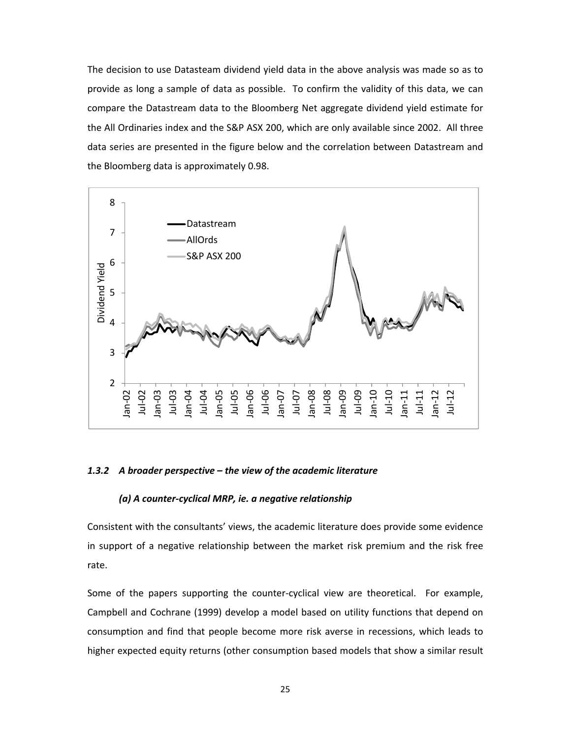The decision to use Datasteam dividend yield data in the above analysis was made so as to provide as long a sample of data as possible. To confirm the validity of this data, we can compare the Datastream data to the Bloomberg Net aggregate dividend yield estimate for the All Ordinaries index and the S&P ASX 200, which are only available since 2002. All three data series are presented in the figure below and the correlation between Datastream and the Bloomberg data is approximately 0.98.

### 1.3.2 *A broader perspective – the view of the academic literature*

#### *(a) A counter-cyclical MRP, ie. a negative relationship*

Consistent with the consultants' views, the academic literature does provide some evidence in support of a negative relationship between the market risk premium and the risk free rate.

Some of the papers supporting the counter-cyclical view are theoretical. For example, Campbell and Cochrane (1999) develop a model based on utility functions that depend on consumption and find that people become more risk averse in recessions, which leads to higher expected equity returns (other consumption based models that show a similar result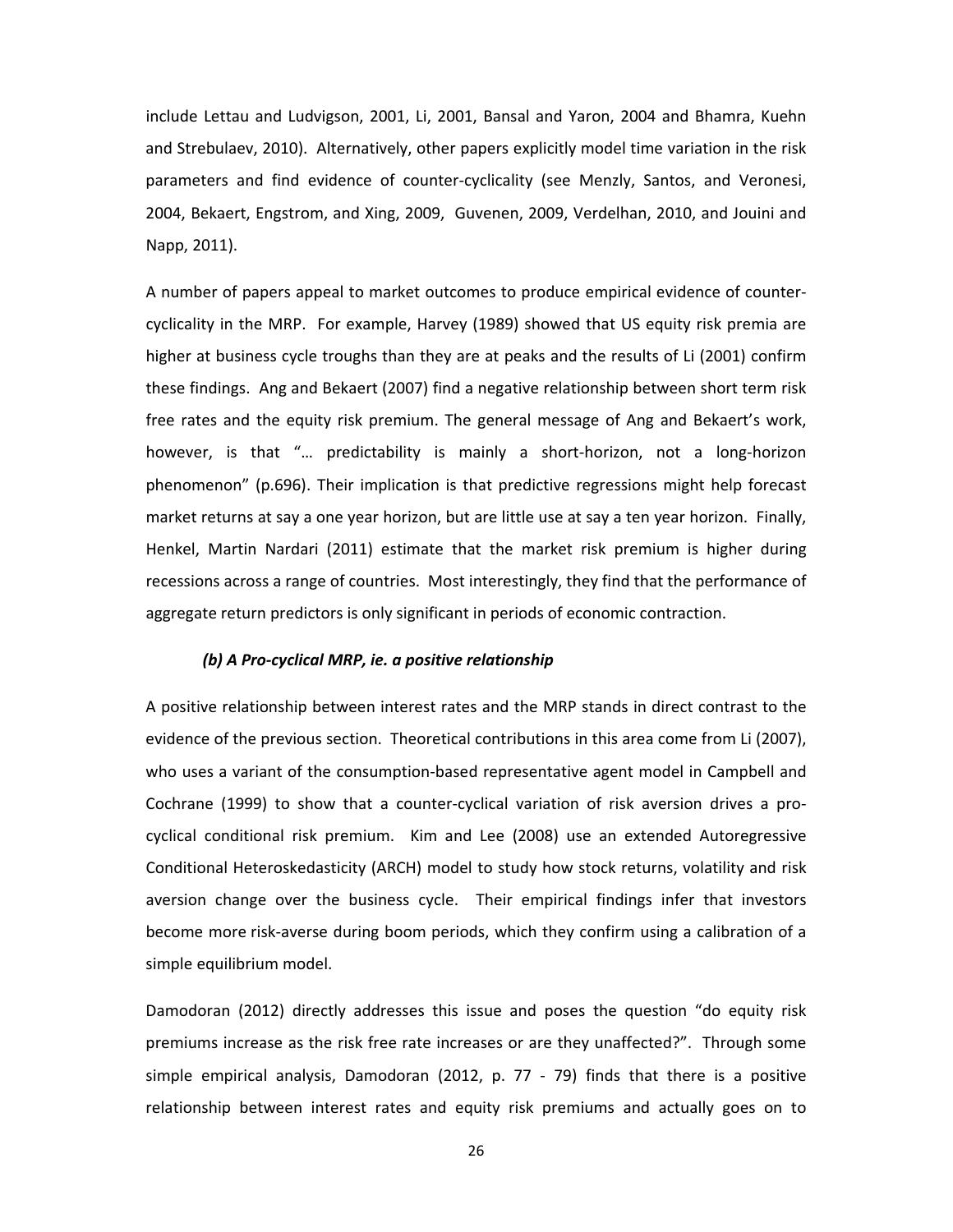include Lettau and Ludvigson, 2001, Li, 2001, Bansal and Yaron, 2004 and Bhamra, Kuehn and Strebulaev, 2010). Alternatively, other papers explicitly model time variation in the risk parameters and find evidence of counter-cyclicality (see Menzly, Santos, and Veronesi, 2004, Bekaert, Engstrom, and Xing, 2009, Guvenen, 2009, Verdelhan, 2010, and Jouini and Napp, 2011).

A number of papers appeal to market outcomes to produce empirical evidence of counter-cyclicality in the MRP. For example, Harvey (1989) showed that US equity risk premia are higher at business cycle troughs than they are at peaks and the results of Li (2001) confirm these findings. Ang and Bekaert (2007) find a negative relationship between short term risk free rates and the equity risk premium. The general message of Ang and Bekaert's work, however, is that "… predictability is mainly a short-horizon, not a long-horizon phenomenon" (p.696). Their implication is that predictive regressions might help forecast market returns at say a one year horizon, but are little use at say a ten year horizon. Finally, Henkel, Martin Nardari (2011) estimate that the market risk premium is higher during recessions across a range of countries. Most interestingly, they find that the performance of aggregate return predictors is only significant in periods of economic contraction.

***(b) A Pro-cyclical MRP, ie. a positive relationship***

A positive relationship between interest rates and the MRP stands in direct contrast to the evidence of the previous section. Theoretical contributions in this area come from Li (2007), who uses a variant of the consumption-based representative agent model in Campbell and Cochrane (1999) to show that a counter-cyclical variation of risk aversion drives a pro-cyclical conditional risk premium. Kim and Lee (2008) use an extended Autoregressive Conditional Heteroskedasticity (ARCH) model to study how stock returns, volatility and risk aversion change over the business cycle. Their empirical findings infer that investors become more risk-averse during boom periods, which they confirm using a calibration of a simple equilibrium model.

Damodoran (2012) directly addresses this issue and poses the question "do equity risk premiums increase as the risk free rate increases or are they unaffected?". Through some simple empirical analysis, Damodoran (2012, p. 77 - 79) finds that there is a positive relationship between interest rates and equity risk premiums and actually goes on to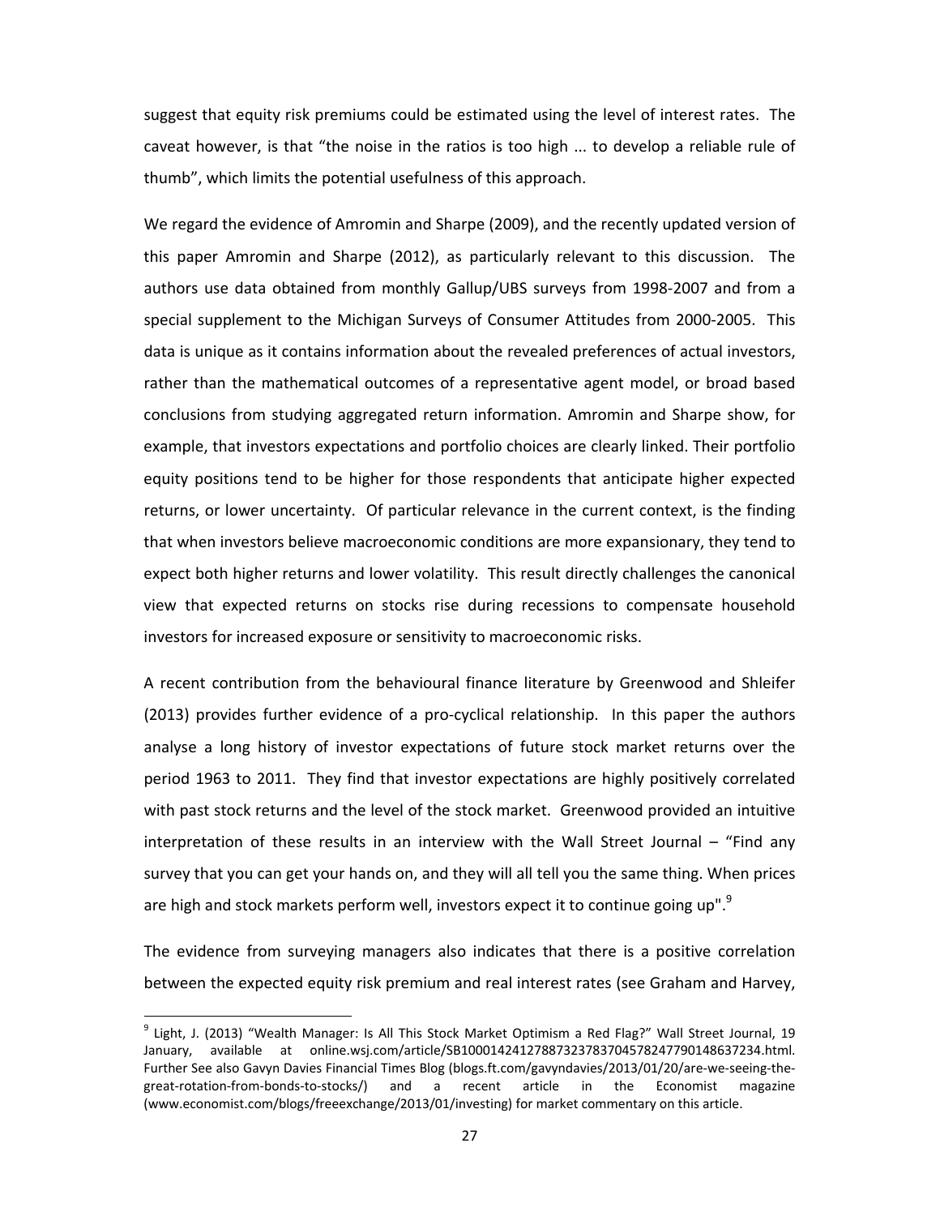suggest that equity risk premiums could be estimated using the level of interest rates. The caveat however, is that "the noise in the ratios is too high ... to develop a reliable rule of thumb", which limits the potential usefulness of this approach.

We regard the evidence of Amromin and Sharpe (2009), and the recently updated version of this paper Amromin and Sharpe (2012), as particularly relevant to this discussion. The authors use data obtained from monthly Gallup/UBS surveys from 1998-2007 and from a special supplement to the Michigan Surveys of Consumer Attitudes from 2000-2005. This data is unique as it contains information about the revealed preferences of actual investors, rather than the mathematical outcomes of a representative agent model, or broad based conclusions from studying aggregated return information. Amromin and Sharpe show, for example, that investors expectations and portfolio choices are clearly linked. Their portfolio equity positions tend to be higher for those respondents that anticipate higher expected returns, or lower uncertainty. Of particular relevance in the current context, is the finding that when investors believe macroeconomic conditions are more expansionary, they tend to expect both higher returns and lower volatility. This result directly challenges the canonical view that expected returns on stocks rise during recessions to compensate household investors for increased exposure or sensitivity to macroeconomic risks.

A recent contribution from the behavioural finance literature by Greenwood and Shleifer (2013) provides further evidence of a pro-cyclical relationship. In this paper the authors analyse a long history of investor expectations of future stock market returns over the period 1963 to 2011. They find that investor expectations are highly positively correlated with past stock returns and the level of the stock market. Greenwood provided an intuitive interpretation of these results in an interview with the Wall Street Journal – "Find any survey that you can get your hands on, and they will all tell you the same thing. When prices are high and stock markets perform well, investors expect it to continue going up".[9]

The evidence from surveying managers also indicates that there is a positive correlation between the expected equity risk premium and real interest rates (see Graham and Harvey,

[9] Light, J. (2013) "Wealth Manager: Is All This Stock Market Optimism a Red Flag?" Wall Street Journal, 19 January, available at online.wsj.com/article/SB10001424127887323783704578247790148637234.html. Further See also Gavyn Davies Financial Times Blog (blogs.ft.com/gavyndavies/2013/01/20/are-we-seeing-the-great-rotation-from-bonds-to-stocks/) and a recent article in the Economist magazine (www.economist.com/blogs/freeexchange/2013/01/investing) for market commentary on this article.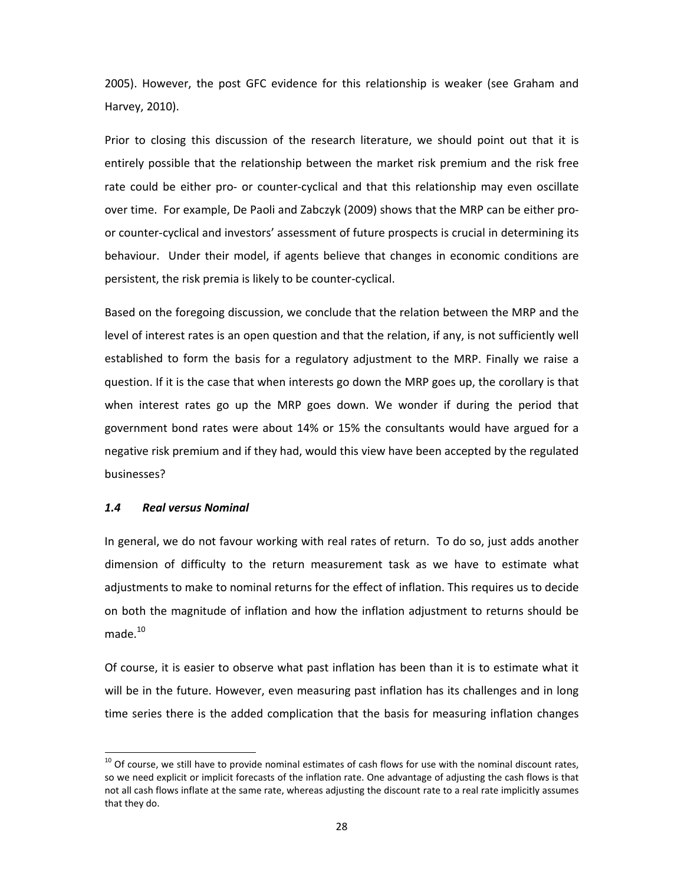2005). However, the post GFC evidence for this relationship is weaker (see Graham and Harvey, 2010).

Prior to closing this discussion of the research literature, we should point out that it is entirely possible that the relationship between the market risk premium and the risk free rate could be either pro- or counter-cyclical and that this relationship may even oscillate over time. For example, De Paoli and Zabczyk (2009) shows that the MRP can be either pro- or counter-cyclical and investors' assessment of future prospects is crucial in determining its behaviour. Under their model, if agents believe that changes in economic conditions are persistent, the risk premia is likely to be counter-cyclical.

Based on the foregoing discussion, we conclude that the relation between the MRP and the level of interest rates is an open question and that the relation, if any, is not sufficiently well established to form the basis for a regulatory adjustment to the MRP. Finally we raise a question. If it is the case that when interests go down the MRP goes up, the corollary is that when interest rates go up the MRP goes down. We wonder if during the period that government bond rates were about 14% or 15% the consultants would have argued for a negative risk premium and if they had, would this view have been accepted by the regulated businesses?

### *1.4 Real versus Nominal*

In general, we do not favour working with real rates of return. To do so, just adds another dimension of difficulty to the return measurement task as we have to estimate what adjustments to make to nominal returns for the effect of inflation. This requires us to decide on both the magnitude of inflation and how the inflation adjustment to returns should be made.[10]

Of course, it is easier to observe what past inflation has been than it is to estimate what it will be in the future. However, even measuring past inflation has its challenges and in long time series there is the added complication that the basis for measuring inflation changes

[10] Of course, we still have to provide nominal estimates of cash flows for use with the nominal discount rates, so we need explicit or implicit forecasts of the inflation rate. One advantage of adjusting the cash flows is that not all cash flows inflate at the same rate, whereas adjusting the discount rate to a real rate implicitly assumes that they do.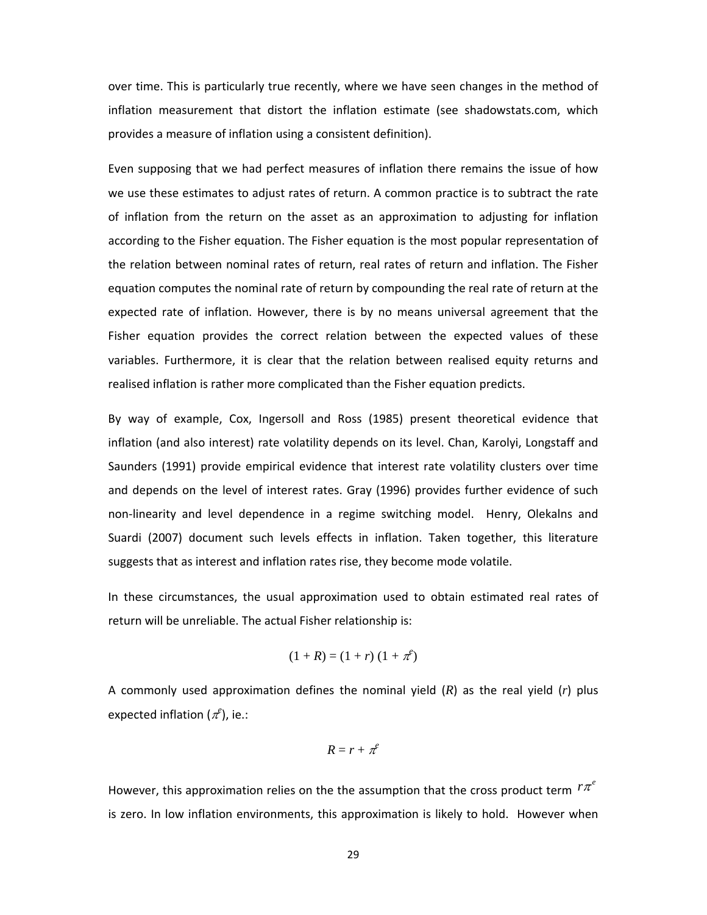over time. This is particularly true recently, where we have seen changes in the method of inflation measurement that distort the inflation estimate (see shadowstats.com, which provides a measure of inflation using a consistent definition).

Even supposing that we had perfect measures of inflation there remains the issue of how we use these estimates to adjust rates of return. A common practice is to subtract the rate of inflation from the return on the asset as an approximation to adjusting for inflation according to the Fisher equation. The Fisher equation is the most popular representation of the relation between nominal rates of return, real rates of return and inflation. The Fisher equation computes the nominal rate of return by compounding the real rate of return at the expected rate of inflation. However, there is by no means universal agreement that the Fisher equation provides the correct relation between the expected values of these variables. Furthermore, it is clear that the relation between realised equity returns and realised inflation is rather more complicated than the Fisher equation predicts.

By way of example, Cox, Ingersoll and Ross (1985) present theoretical evidence that inflation (and also interest) rate volatility depends on its level. Chan, Karolyi, Longstaff and Saunders (1991) provide empirical evidence that interest rate volatility clusters over time and depends on the level of interest rates. Gray (1996) provides further evidence of such non-linearity and level dependence in a regime switching model. Henry, Olekalns and Suardi (2007) document such levels effects in inflation. Taken together, this literature suggests that as interest and inflation rates rise, they become mode volatile.

In these circumstances, the usual approximation used to obtain estimated real rates of return will be unreliable. The actual Fisher relationship is:

$$(1 + R) = (1 + r)\,(1 + \pi^e)$$

A commonly used approximation defines the nominal yield ($R$) as the real yield ($r$) plus expected inflation ($\pi^e$), ie.:

$$R = r + \pi^e$$

However, this approximation relies on the the assumption that the cross product term $r\pi^e$ is zero. In low inflation environments, this approximation is likely to hold. However when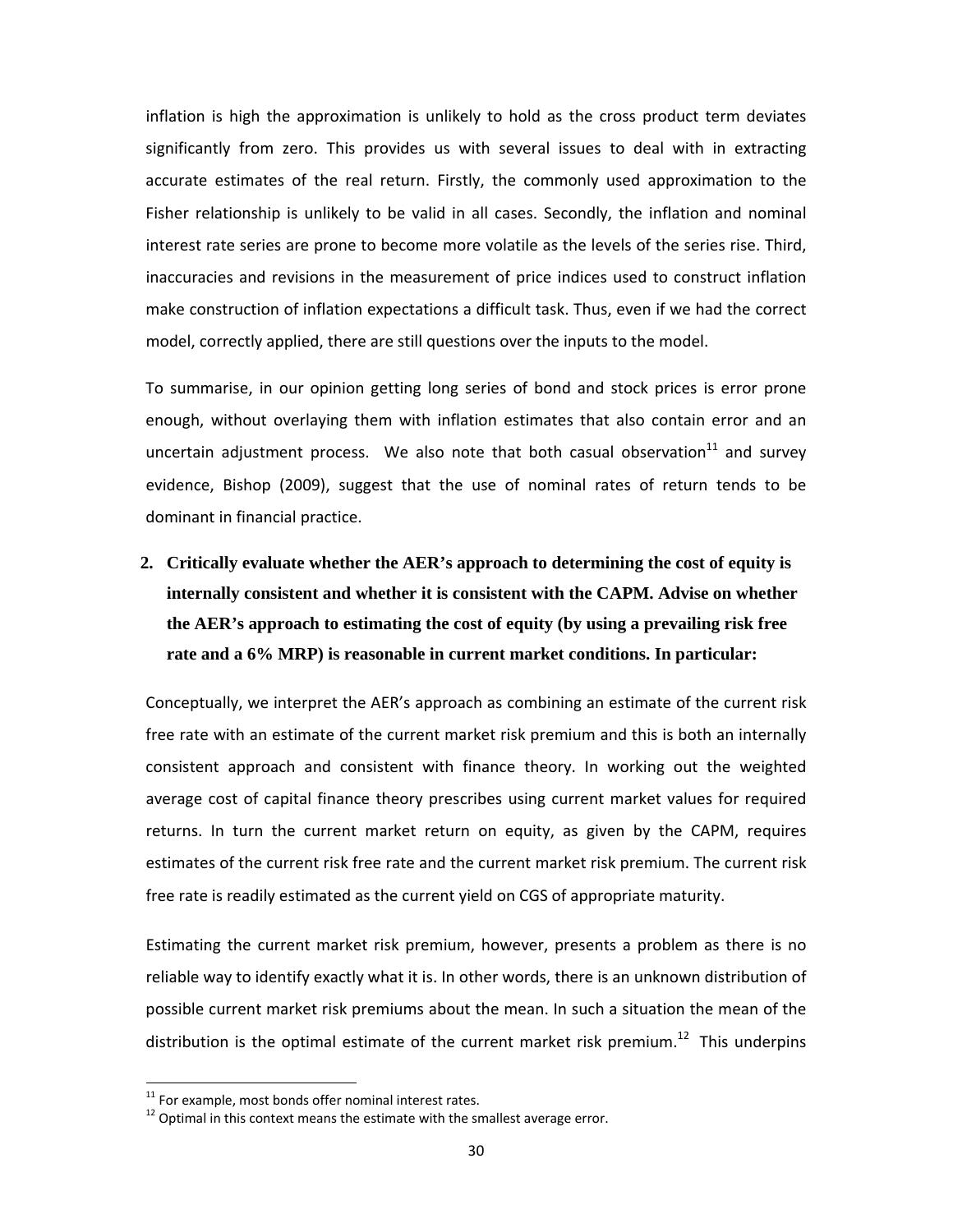inflation is high the approximation is unlikely to hold as the cross product term deviates significantly from zero. This provides us with several issues to deal with in extracting accurate estimates of the real return. Firstly, the commonly used approximation to the Fisher relationship is unlikely to be valid in all cases. Secondly, the inflation and nominal interest rate series are prone to become more volatile as the levels of the series rise. Third, inaccuracies and revisions in the measurement of price indices used to construct inflation make construction of inflation expectations a difficult task. Thus, even if we had the correct model, correctly applied, there are still questions over the inputs to the model.

To summarise, in our opinion getting long series of bond and stock prices is error prone enough, without overlaying them with inflation estimates that also contain error and an uncertain adjustment process. We also note that both casual observation[11] and survey evidence, Bishop (2009), suggest that the use of nominal rates of return tends to be dominant in financial practice.

**2. Critically evaluate whether the AER's approach to determining the cost of equity is internally consistent and whether it is consistent with the CAPM. Advise on whether the AER's approach to estimating the cost of equity (by using a prevailing risk free rate and a 6% MRP) is reasonable in current market conditions. In particular:**

Conceptually, we interpret the AER's approach as combining an estimate of the current risk free rate with an estimate of the current market risk premium and this is both an internally consistent approach and consistent with finance theory. In working out the weighted average cost of capital finance theory prescribes using current market values for required returns. In turn the current market return on equity, as given by the CAPM, requires estimates of the current risk free rate and the current market risk premium. The current risk free rate is readily estimated as the current yield on CGS of appropriate maturity.

Estimating the current market risk premium, however, presents a problem as there is no reliable way to identify exactly what it is. In other words, there is an unknown distribution of possible current market risk premiums about the mean. In such a situation the mean of the distribution is the optimal estimate of the current market risk premium.[12] This underpins

[11] For example, most bonds offer nominal interest rates.

[12] Optimal in this context means the estimate with the smallest average error.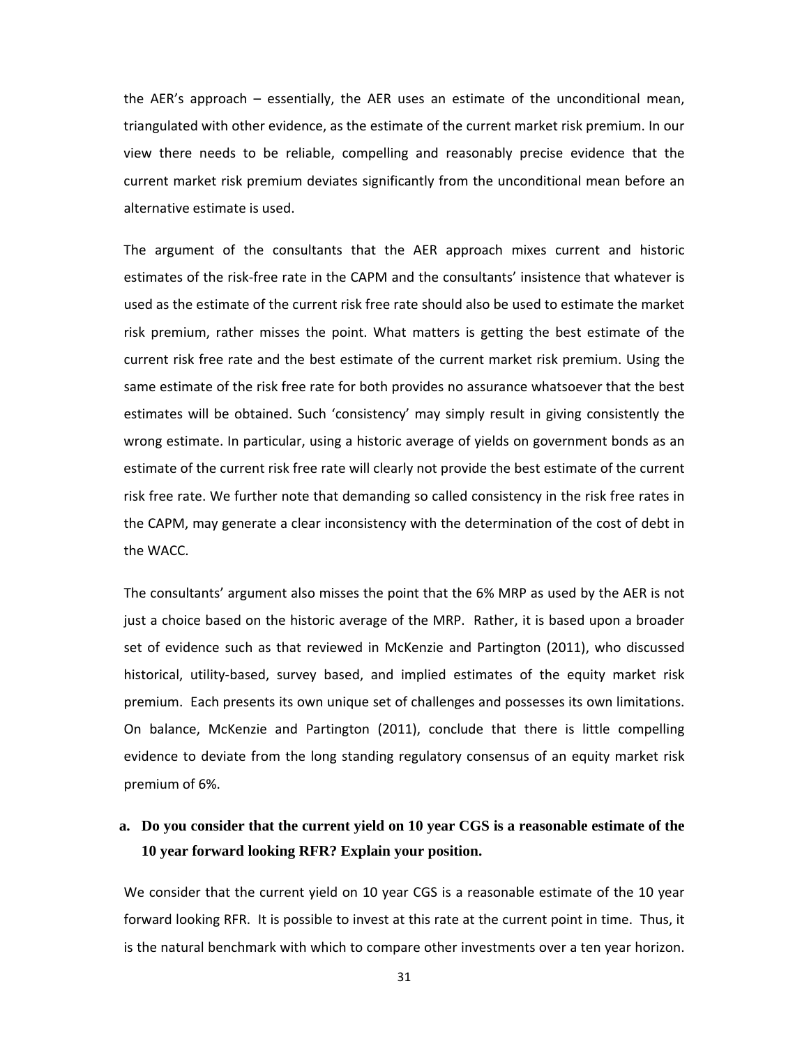the AER's approach – essentially, the AER uses an estimate of the unconditional mean, triangulated with other evidence, as the estimate of the current market risk premium. In our view there needs to be reliable, compelling and reasonably precise evidence that the current market risk premium deviates significantly from the unconditional mean before an alternative estimate is used.

The argument of the consultants that the AER approach mixes current and historic estimates of the risk-free rate in the CAPM and the consultants' insistence that whatever is used as the estimate of the current risk free rate should also be used to estimate the market risk premium, rather misses the point. What matters is getting the best estimate of the current risk free rate and the best estimate of the current market risk premium. Using the same estimate of the risk free rate for both provides no assurance whatsoever that the best estimates will be obtained. Such 'consistency' may simply result in giving consistently the wrong estimate. In particular, using a historic average of yields on government bonds as an estimate of the current risk free rate will clearly not provide the best estimate of the current risk free rate. We further note that demanding so called consistency in the risk free rates in the CAPM, may generate a clear inconsistency with the determination of the cost of debt in the WACC.

The consultants' argument also misses the point that the 6% MRP as used by the AER is not just a choice based on the historic average of the MRP. Rather, it is based upon a broader set of evidence such as that reviewed in McKenzie and Partington (2011), who discussed historical, utility-based, survey based, and implied estimates of the equity market risk premium. Each presents its own unique set of challenges and possesses its own limitations. On balance, McKenzie and Partington (2011), conclude that there is little compelling evidence to deviate from the long standing regulatory consensus of an equity market risk premium of 6%.

**a. Do you consider that the current yield on 10 year CGS is a reasonable estimate of the 10 year forward looking RFR? Explain your position.**

We consider that the current yield on 10 year CGS is a reasonable estimate of the 10 year forward looking RFR. It is possible to invest at this rate at the current point in time. Thus, it is the natural benchmark with which to compare other investments over a ten year horizon.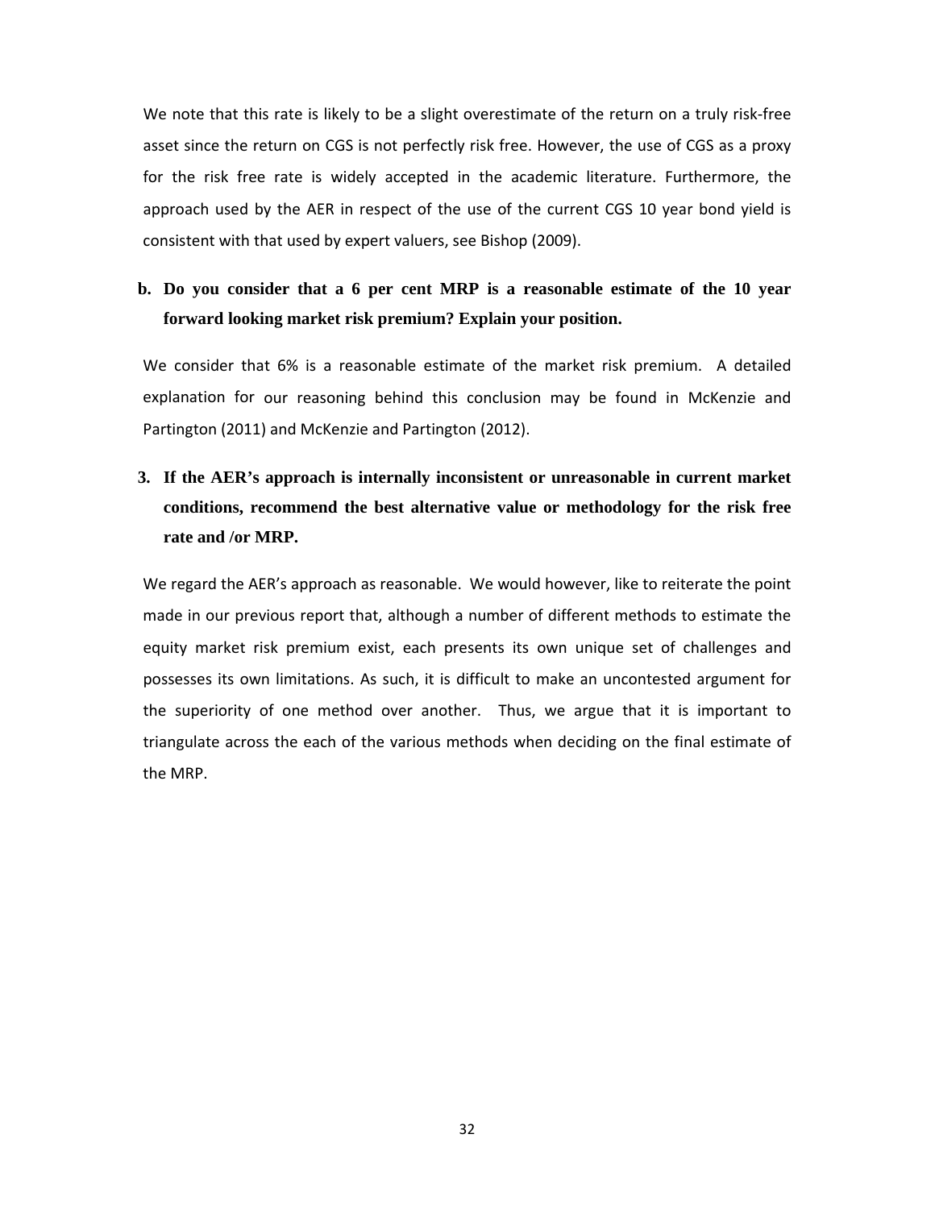We note that this rate is likely to be a slight overestimate of the return on a truly risk-free asset since the return on CGS is not perfectly risk free. However, the use of CGS as a proxy for the risk free rate is widely accepted in the academic literature. Furthermore, the approach used by the AER in respect of the use of the current CGS 10 year bond yield is consistent with that used by expert valuers, see Bishop (2009).

**b. Do you consider that a 6 per cent MRP is a reasonable estimate of the 10 year forward looking market risk premium? Explain your position.**

We consider that 6% is a reasonable estimate of the market risk premium. A detailed explanation for our reasoning behind this conclusion may be found in McKenzie and Partington (2011) and McKenzie and Partington (2012).

**3. If the AER's approach is internally inconsistent or unreasonable in current market conditions, recommend the best alternative value or methodology for the risk free rate and /or MRP.**

We regard the AER's approach as reasonable. We would however, like to reiterate the point made in our previous report that, although a number of different methods to estimate the equity market risk premium exist, each presents its own unique set of challenges and possesses its own limitations. As such, it is difficult to make an uncontested argument for the superiority of one method over another. Thus, we argue that it is important to triangulate across the each of the various methods when deciding on the final estimate of the MRP.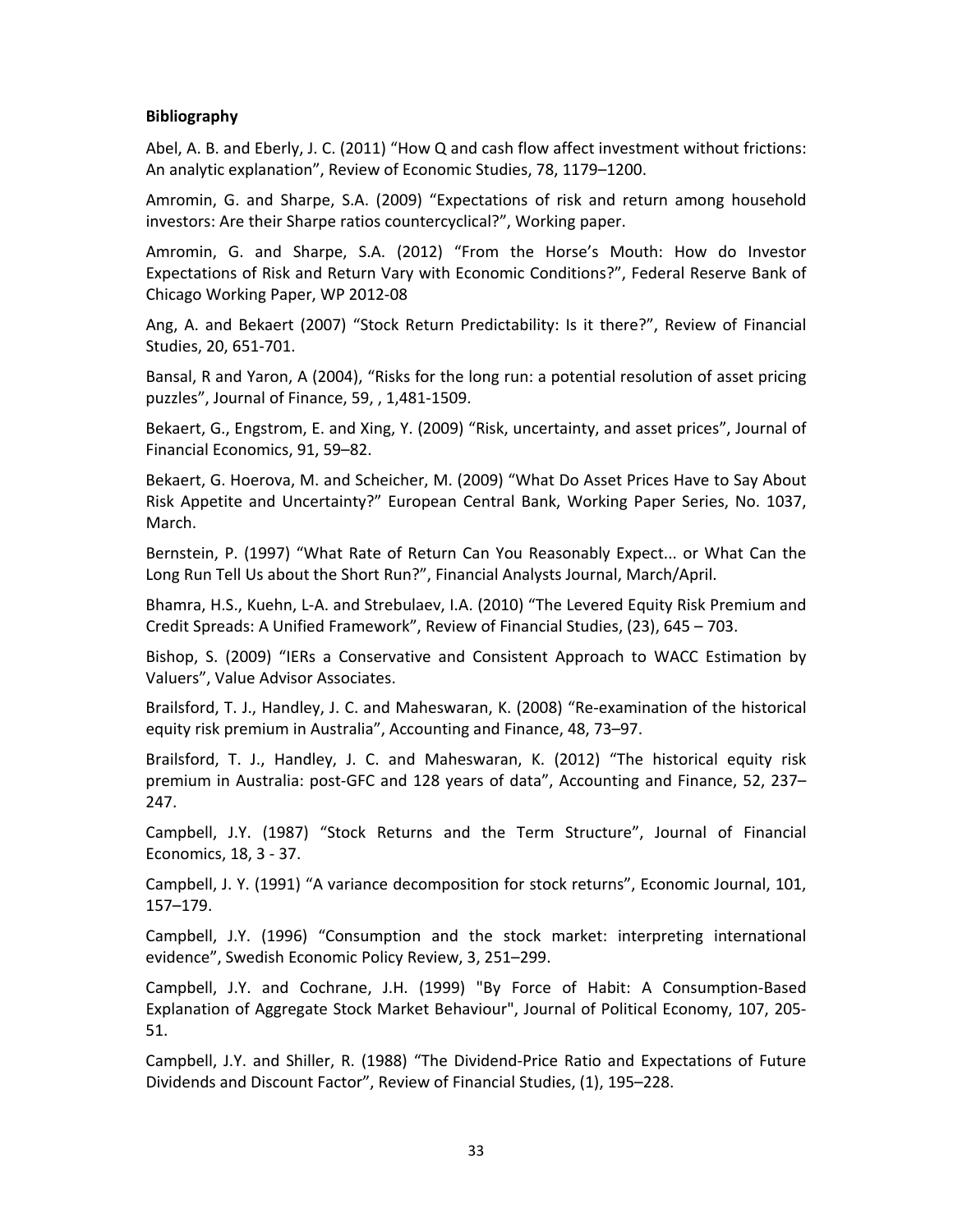**Bibliography**

Abel, A. B. and Eberly, J. C. (2011) “How Q and cash flow affect investment without frictions: An analytic explanation”, Review of Economic Studies, 78, 1179–1200.

Amromin, G. and Sharpe, S.A. (2009) “Expectations of risk and return among household investors: Are their Sharpe ratios countercyclical?”, Working paper.

Amromin, G. and Sharpe, S.A. (2012) “From the Horse’s Mouth: How do Investor Expectations of Risk and Return Vary with Economic Conditions?”, Federal Reserve Bank of Chicago Working Paper, WP 2012-08

Ang, A. and Bekaert (2007) “Stock Return Predictability: Is it there?”, Review of Financial Studies, 20, 651-701.

Bansal, R and Yaron, A (2004), “Risks for the long run: a potential resolution of asset pricing puzzles”, Journal of Finance, 59, , 1,481-1509.

Bekaert, G., Engstrom, E. and Xing, Y. (2009) “Risk, uncertainty, and asset prices”, Journal of Financial Economics, 91, 59–82.

Bekaert, G. Hoerova, M. and Scheicher, M. (2009) “What Do Asset Prices Have to Say About Risk Appetite and Uncertainty?” European Central Bank, Working Paper Series, No. 1037, March.

Bernstein, P. (1997) “What Rate of Return Can You Reasonably Expect... or What Can the Long Run Tell Us about the Short Run?”, Financial Analysts Journal, March/April.

Bhamra, H.S., Kuehn, L-A. and Strebulaev, I.A. (2010) “The Levered Equity Risk Premium and Credit Spreads: A Unified Framework”, Review of Financial Studies, (23), 645 – 703.

Bishop, S. (2009) “IERs a Conservative and Consistent Approach to WACC Estimation by Valuers”, Value Advisor Associates.

Brailsford, T. J., Handley, J. C. and Maheswaran, K. (2008) “Re-examination of the historical equity risk premium in Australia”, Accounting and Finance, 48, 73–97.

Brailsford, T. J., Handley, J. C. and Maheswaran, K. (2012) “The historical equity risk premium in Australia: post-GFC and 128 years of data”, Accounting and Finance, 52, 237–247.

Campbell, J.Y. (1987) “Stock Returns and the Term Structure”, Journal of Financial Economics, 18, 3 - 37.

Campbell, J. Y. (1991) “A variance decomposition for stock returns”, Economic Journal, 101, 157–179.

Campbell, J.Y. (1996) “Consumption and the stock market: interpreting international evidence”, Swedish Economic Policy Review, 3, 251–299.

Campbell, J.Y. and Cochrane, J.H. (1999) "By Force of Habit: A Consumption-Based Explanation of Aggregate Stock Market Behaviour", Journal of Political Economy, 107, 205-51.

Campbell, J.Y. and Shiller, R. (1988) “The Dividend-Price Ratio and Expectations of Future Dividends and Discount Factor”, Review of Financial Studies, (1), 195–228.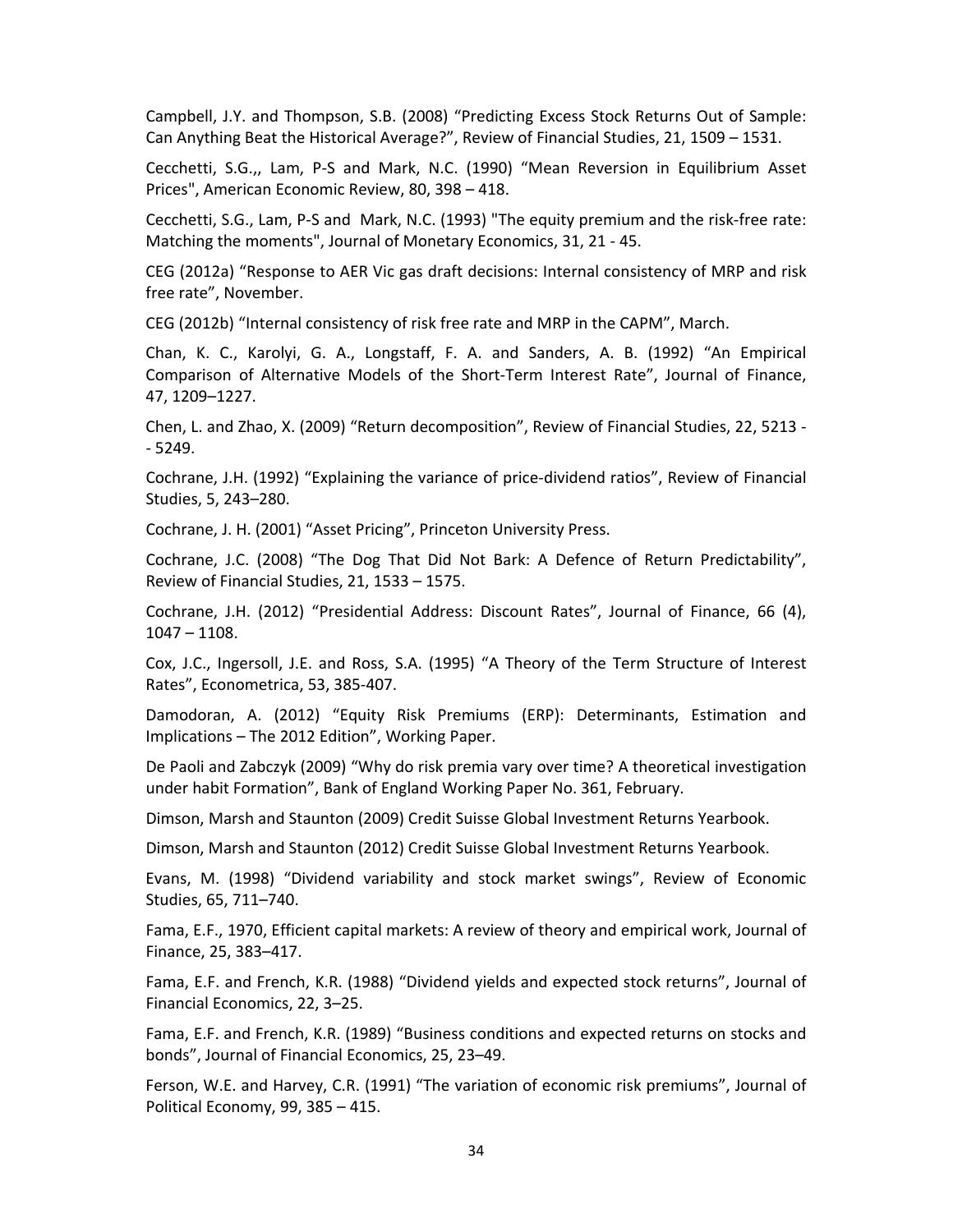Campbell, J.Y. and Thompson, S.B. (2008) "Predicting Excess Stock Returns Out of Sample: Can Anything Beat the Historical Average?", Review of Financial Studies, 21, 1509 – 1531.

Cecchetti, S.G.,, Lam, P-S and Mark, N.C. (1990) "Mean Reversion in Equilibrium Asset Prices", American Economic Review, 80, 398 – 418.

Cecchetti, S.G., Lam, P-S and Mark, N.C. (1993) "The equity premium and the risk-free rate: Matching the moments", Journal of Monetary Economics, 31, 21 - 45.

CEG (2012a) "Response to AER Vic gas draft decisions: Internal consistency of MRP and risk free rate", November.

CEG (2012b) "Internal consistency of risk free rate and MRP in the CAPM", March.

Chan, K. C., Karolyi, G. A., Longstaff, F. A. and Sanders, A. B. (1992) "An Empirical Comparison of Alternative Models of the Short-Term Interest Rate", Journal of Finance, 47, 1209–1227.

Chen, L. and Zhao, X. (2009) "Return decomposition", Review of Financial Studies, 22, 5213 -- 5249.

Cochrane, J.H. (1992) "Explaining the variance of price-dividend ratios", Review of Financial Studies, 5, 243–280.

Cochrane, J. H. (2001) "Asset Pricing", Princeton University Press.

Cochrane, J.C. (2008) "The Dog That Did Not Bark: A Defence of Return Predictability", Review of Financial Studies, 21, 1533 – 1575.

Cochrane, J.H. (2012) "Presidential Address: Discount Rates", Journal of Finance, 66 (4), 1047 – 1108.

Cox, J.C., Ingersoll, J.E. and Ross, S.A. (1995) "A Theory of the Term Structure of Interest Rates", Econometrica, 53, 385-407.

Damodoran, A. (2012) "Equity Risk Premiums (ERP): Determinants, Estimation and Implications – The 2012 Edition", Working Paper.

De Paoli and Zabczyk (2009) "Why do risk premia vary over time? A theoretical investigation under habit Formation", Bank of England Working Paper No. 361, February.

Dimson, Marsh and Staunton (2009) Credit Suisse Global Investment Returns Yearbook.

Dimson, Marsh and Staunton (2012) Credit Suisse Global Investment Returns Yearbook.

Evans, M. (1998) "Dividend variability and stock market swings", Review of Economic Studies, 65, 711–740.

Fama, E.F., 1970, Efficient capital markets: A review of theory and empirical work, Journal of Finance, 25, 383–417.

Fama, E.F. and French, K.R. (1988) "Dividend yields and expected stock returns", Journal of Financial Economics, 22, 3–25.

Fama, E.F. and French, K.R. (1989) "Business conditions and expected returns on stocks and bonds", Journal of Financial Economics, 25, 23–49.

Ferson, W.E. and Harvey, C.R. (1991) "The variation of economic risk premiums", Journal of Political Economy, 99, 385 – 415.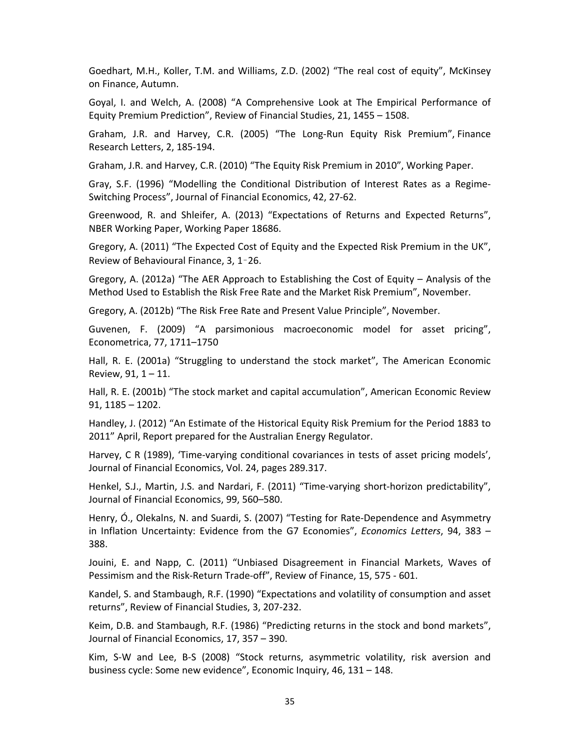Goedhart, M.H., Koller, T.M. and Williams, Z.D. (2002) "The real cost of equity", McKinsey on Finance, Autumn.

Goyal, I. and Welch, A. (2008) "A Comprehensive Look at The Empirical Performance of Equity Premium Prediction", Review of Financial Studies, 21, 1455 – 1508.

Graham, J.R. and Harvey, C.R. (2005) "The Long-Run Equity Risk Premium", Finance Research Letters, 2, 185-194.

Graham, J.R. and Harvey, C.R. (2010) "The Equity Risk Premium in 2010", Working Paper.

Gray, S.F. (1996) "Modelling the Conditional Distribution of Interest Rates as a Regime-Switching Process", Journal of Financial Economics, 42, 27-62.

Greenwood, R. and Shleifer, A. (2013) "Expectations of Returns and Expected Returns", NBER Working Paper, Working Paper 18686.

Gregory, A. (2011) "The Expected Cost of Equity and the Expected Risk Premium in the UK", Review of Behavioural Finance, 3, 1–26.

Gregory, A. (2012a) "The AER Approach to Establishing the Cost of Equity – Analysis of the Method Used to Establish the Risk Free Rate and the Market Risk Premium", November.

Gregory, A. (2012b) "The Risk Free Rate and Present Value Principle", November.

Guvenen, F. (2009) "A parsimonious macroeconomic model for asset pricing", Econometrica, 77, 1711–1750

Hall, R. E. (2001a) "Struggling to understand the stock market", The American Economic Review, 91, 1 – 11.

Hall, R. E. (2001b) "The stock market and capital accumulation", American Economic Review 91, 1185 – 1202.

Handley, J. (2012) "An Estimate of the Historical Equity Risk Premium for the Period 1883 to 2011" April, Report prepared for the Australian Energy Regulator.

Harvey, C R (1989), 'Time-varying conditional covariances in tests of asset pricing models', Journal of Financial Economics, Vol. 24, pages 289.317.

Henkel, S.J., Martin, J.S. and Nardari, F. (2011) "Time-varying short-horizon predictability", Journal of Financial Economics, 99, 560–580.

Henry, Ó., Olekalns, N. and Suardi, S. (2007) "Testing for Rate-Dependence and Asymmetry in Inflation Uncertainty: Evidence from the G7 Economies", *Economics Letters*, 94, 383 – 388.

Jouini, E. and Napp, C. (2011) "Unbiased Disagreement in Financial Markets, Waves of Pessimism and the Risk-Return Trade-off", Review of Finance, 15, 575 - 601.

Kandel, S. and Stambaugh, R.F. (1990) "Expectations and volatility of consumption and asset returns", Review of Financial Studies, 3, 207-232.

Keim, D.B. and Stambaugh, R.F. (1986) "Predicting returns in the stock and bond markets", Journal of Financial Economics, 17, 357 – 390.

Kim, S-W and Lee, B-S (2008) "Stock returns, asymmetric volatility, risk aversion and business cycle: Some new evidence", Economic Inquiry, 46, 131 – 148.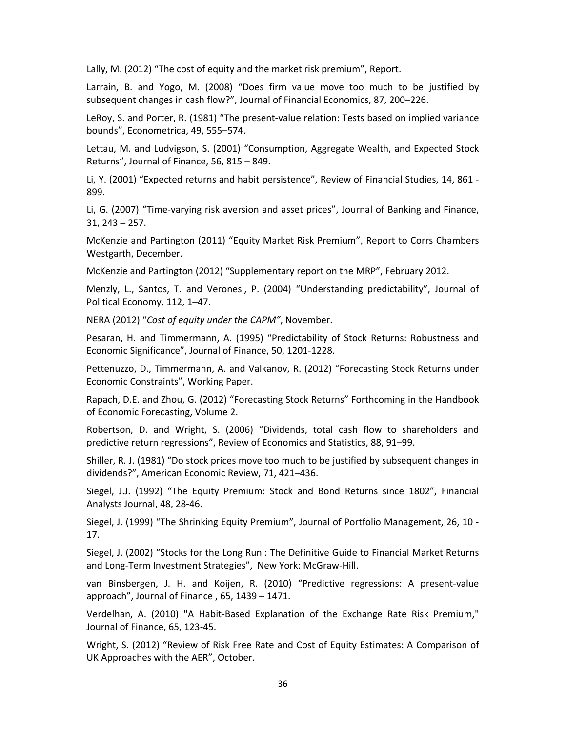Lally, M. (2012) “The cost of equity and the market risk premium”, Report.

Larrain, B. and Yogo, M. (2008) “Does firm value move too much to be justified by subsequent changes in cash flow?”, Journal of Financial Economics, 87, 200–226.

LeRoy, S. and Porter, R. (1981) “The present-value relation: Tests based on implied variance bounds”, Econometrica, 49, 555–574.

Lettau, M. and Ludvigson, S. (2001) “Consumption, Aggregate Wealth, and Expected Stock Returns”, Journal of Finance, 56, 815 – 849.

Li, Y. (2001) “Expected returns and habit persistence”, Review of Financial Studies, 14, 861 - 899.

Li, G. (2007) “Time-varying risk aversion and asset prices”, Journal of Banking and Finance, 31, 243 – 257.

McKenzie and Partington (2011) “Equity Market Risk Premium”, Report to Corrs Chambers Westgarth, December.

McKenzie and Partington (2012) “Supplementary report on the MRP”, February 2012.

Menzly, L., Santos, T. and Veronesi, P. (2004) “Understanding predictability”, Journal of Political Economy, 112, 1–47.

NERA (2012) “*Cost of equity under the CAPM”*, November.

Pesaran, H. and Timmermann, A. (1995) “Predictability of Stock Returns: Robustness and Economic Significance”, Journal of Finance, 50, 1201-1228.

Pettenuzzo, D., Timmermann, A. and Valkanov, R. (2012) “Forecasting Stock Returns under Economic Constraints”, Working Paper.

Rapach, D.E. and Zhou, G. (2012) “Forecasting Stock Returns” Forthcoming in the Handbook of Economic Forecasting, Volume 2.

Robertson, D. and Wright, S. (2006) “Dividends, total cash flow to shareholders and predictive return regressions”, Review of Economics and Statistics, 88, 91–99.

Shiller, R. J. (1981) “Do stock prices move too much to be justified by subsequent changes in dividends?”, American Economic Review, 71, 421–436.

Siegel, J.J. (1992) “The Equity Premium: Stock and Bond Returns since 1802”, Financial Analysts Journal, 48, 28-46.

Siegel, J. (1999) “The Shrinking Equity Premium”, Journal of Portfolio Management, 26, 10 - 17.

Siegel, J. (2002) “Stocks for the Long Run : The Definitive Guide to Financial Market Returns and Long-Term Investment Strategies”, New York: McGraw-Hill.

van Binsbergen, J. H. and Koijen, R. (2010) “Predictive regressions: A present-value approach”, Journal of Finance , 65, 1439 – 1471.

Verdelhan, A. (2010) "A Habit-Based Explanation of the Exchange Rate Risk Premium," Journal of Finance, 65, 123-45.

Wright, S. (2012) “Review of Risk Free Rate and Cost of Equity Estimates: A Comparison of UK Approaches with the AER”, October.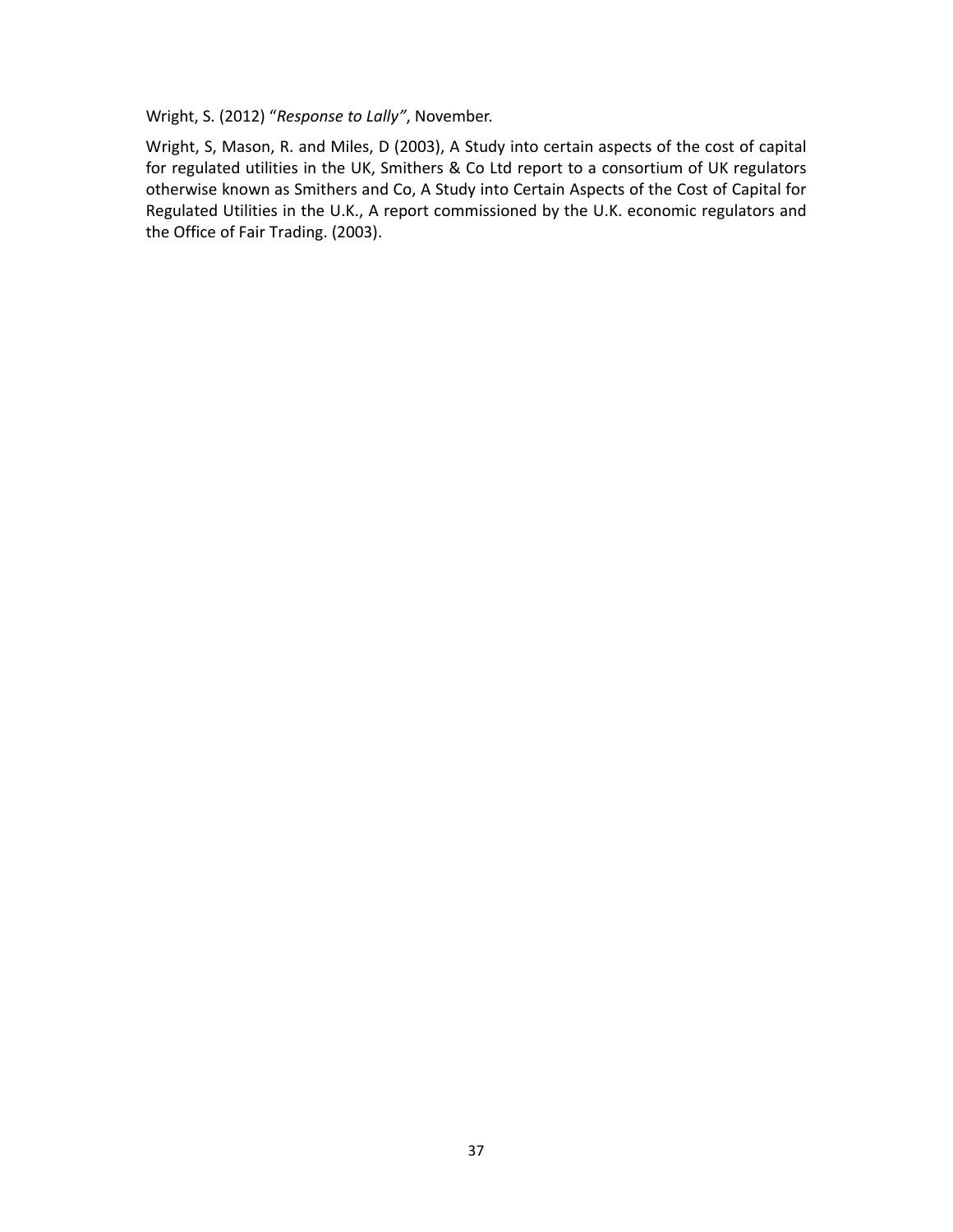Wright, S. (2012) "*Response to Lally"*, November.

Wright, S, Mason, R. and Miles, D (2003), A Study into certain aspects of the cost of capital for regulated utilities in the UK, Smithers & Co Ltd report to a consortium of UK regulators otherwise known as Smithers and Co, A Study into Certain Aspects of the Cost of Capital for Regulated Utilities in the U.K., A report commissioned by the U.K. economic regulators and the Office of Fair Trading. (2003).